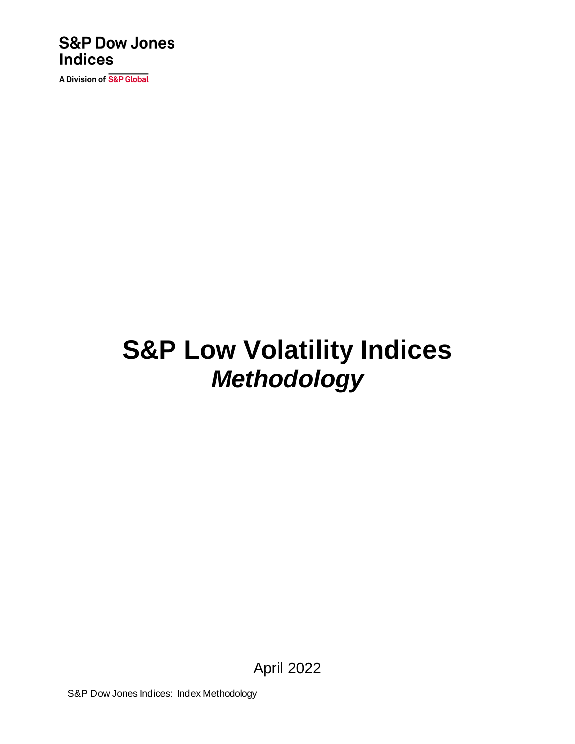S&P Dow Jones Indices

A Division of S&P Global

# S&P Low Volatility Indices

## *Methodology*

April 2022

S&P Dow Jones Indices: Index Methodology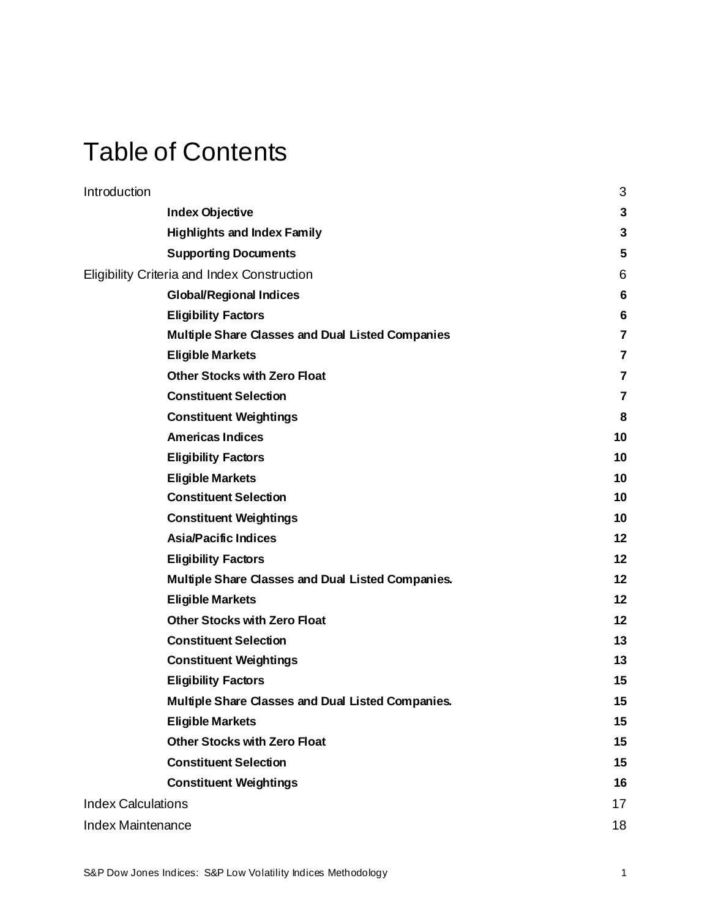# Table of Contents

| | |
|---|---|
| Introduction | 3 |
| **Index Objective** | **3** |
| **Highlights and Index Family** | **3** |
| **Supporting Documents** | **5** |
| Eligibility Criteria and Index Construction | 6 |
| **Global/Regional Indices** | **6** |
| **Eligibility Factors** | **6** |
| **Multiple Share Classes and Dual Listed Companies** | **7** |
| **Eligible Markets** | **7** |
| **Other Stocks with Zero Float** | **7** |
| **Constituent Selection** | **7** |
| **Constituent Weightings** | **8** |
| **Americas Indices** | **10** |
| **Eligibility Factors** | **10** |
| **Eligible Markets** | **10** |
| **Constituent Selection** | **10** |
| **Constituent Weightings** | **10** |
| **Asia/Pacific Indices** | **12** |
| **Eligibility Factors** | **12** |
| **Multiple Share Classes and Dual Listed Companies.** | **12** |
| **Eligible Markets** | **12** |
| **Other Stocks with Zero Float** | **12** |
| **Constituent Selection** | **13** |
| **Constituent Weightings** | **13** |
| **Eligibility Factors** | **15** |
| **Multiple Share Classes and Dual Listed Companies.** | **15** |
| **Eligible Markets** | **15** |
| **Other Stocks with Zero Float** | **15** |
| **Constituent Selection** | **15** |
| **Constituent Weightings** | **16** |
| Index Calculations | 17 |
| Index Maintenance | 18 |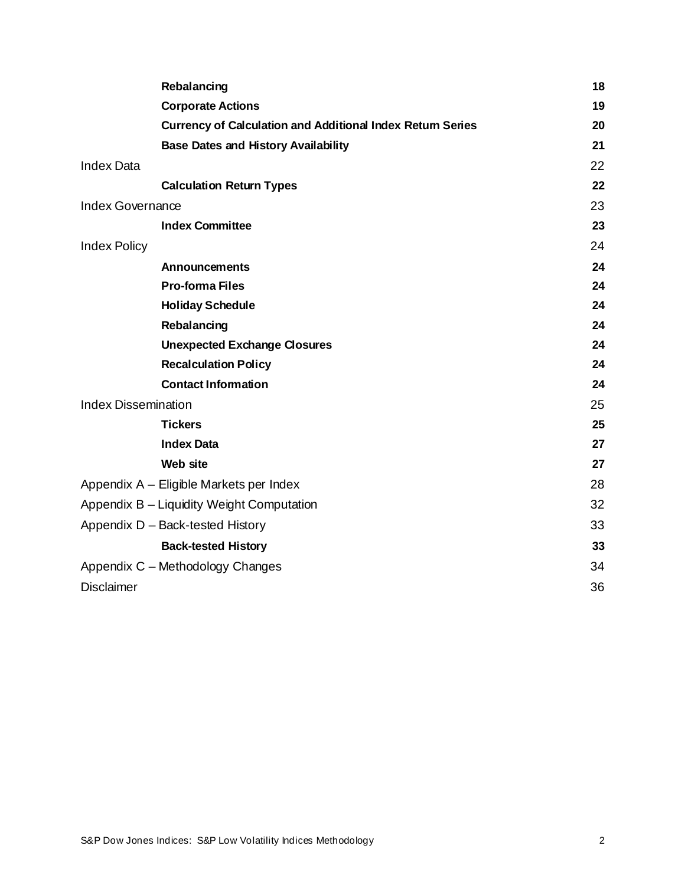| | |
|---|---|
| **Rebalancing** | **18** |
| **Corporate Actions** | **19** |
| **Currency of Calculation and Additional Index Return Series** | **20** |
| **Base Dates and History Availability** | **21** |
| Index Data | 22 |
| **Calculation Return Types** | **22** |
| Index Governance | 23 |
| **Index Committee** | **23** |
| Index Policy | 24 |
| **Announcements** | **24** |
| **Pro-forma Files** | **24** |
| **Holiday Schedule** | **24** |
| **Rebalancing** | **24** |
| **Unexpected Exchange Closures** | **24** |
| **Recalculation Policy** | **24** |
| **Contact Information** | **24** |
| Index Dissemination | 25 |
| **Tickers** | **25** |
| **Index Data** | **27** |
| **Web site** | **27** |
| Appendix A – Eligible Markets per Index | 28 |
| Appendix B – Liquidity Weight Computation | 32 |
| Appendix D – Back-tested History | 33 |
| **Back-tested History** | **33** |
| Appendix C – Methodology Changes | 34 |
| Disclaimer | 36 |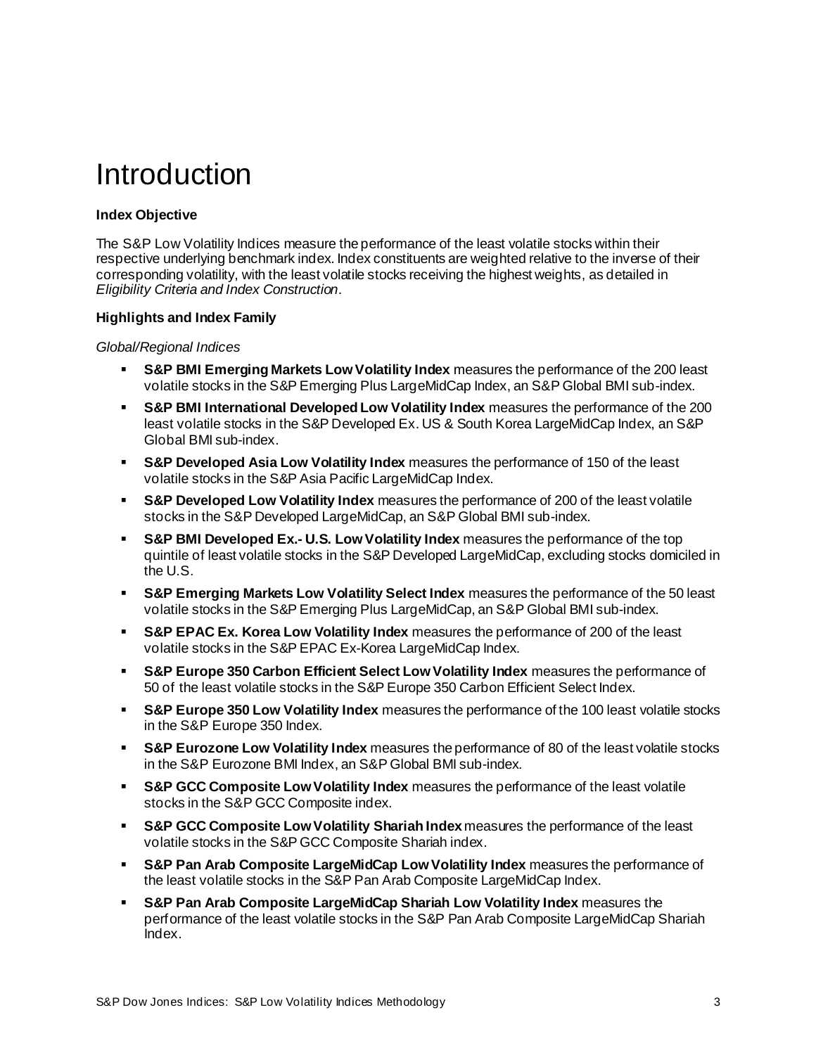# Introduction

**Index Objective**

The S&P Low Volatility Indices measure the performance of the least volatile stocks within their respective underlying benchmark index. Index constituents are weighted relative to the inverse of their corresponding volatility, with the least volatile stocks receiving the highest weights, as detailed in *Eligibility Criteria and Index Construction*.

**Highlights and Index Family**

*Global/Regional Indices*

- **S&P BMI Emerging Markets Low Volatility Index** measures the performance of the 200 least volatile stocks in the S&P Emerging Plus LargeMidCap Index, an S&P Global BMI sub-index.
- **S&P BMI International Developed Low Volatility Index** measures the performance of the 200 least volatile stocks in the S&P Developed Ex. US & South Korea LargeMidCap Index, an S&P Global BMI sub-index.
- **S&P Developed Asia Low Volatility Index** measures the performance of 150 of the least volatile stocks in the S&P Asia Pacific LargeMidCap Index.
- **S&P Developed Low Volatility Index** measures the performance of 200 of the least volatile stocks in the S&P Developed LargeMidCap, an S&P Global BMI sub-index.
- **S&P BMI Developed Ex.- U.S. Low Volatility Index** measures the performance of the top quintile of least volatile stocks in the S&P Developed LargeMidCap, excluding stocks domiciled in the U.S.
- **S&P Emerging Markets Low Volatility Select Index** measures the performance of the 50 least volatile stocks in the S&P Emerging Plus LargeMidCap, an S&P Global BMI sub-index.
- **S&P EPAC Ex. Korea Low Volatility Index** measures the performance of 200 of the least volatile stocks in the S&P EPAC Ex-Korea LargeMidCap Index.
- **S&P Europe 350 Carbon Efficient Select Low Volatility Index** measures the performance of 50 of the least volatile stocks in the S&P Europe 350 Carbon Efficient Select Index.
- **S&P Europe 350 Low Volatility Index** measures the performance of the 100 least volatile stocks in the S&P Europe 350 Index.
- **S&P Eurozone Low Volatility Index** measures the performance of 80 of the least volatile stocks in the S&P Eurozone BMI Index, an S&P Global BMI sub-index.
- **S&P GCC Composite Low Volatility Index** measures the performance of the least volatile stocks in the S&P GCC Composite index.
- **S&P GCC Composite Low Volatility Shariah Index** measures the performance of the least volatile stocks in the S&P GCC Composite Shariah index.
- **S&P Pan Arab Composite LargeMidCap Low Volatility Index** measures the performance of the least volatile stocks in the S&P Pan Arab Composite LargeMidCap Index.
- **S&P Pan Arab Composite LargeMidCap Shariah Low Volatility Index** measures the performance of the least volatile stocks in the S&P Pan Arab Composite LargeMidCap Shariah Index.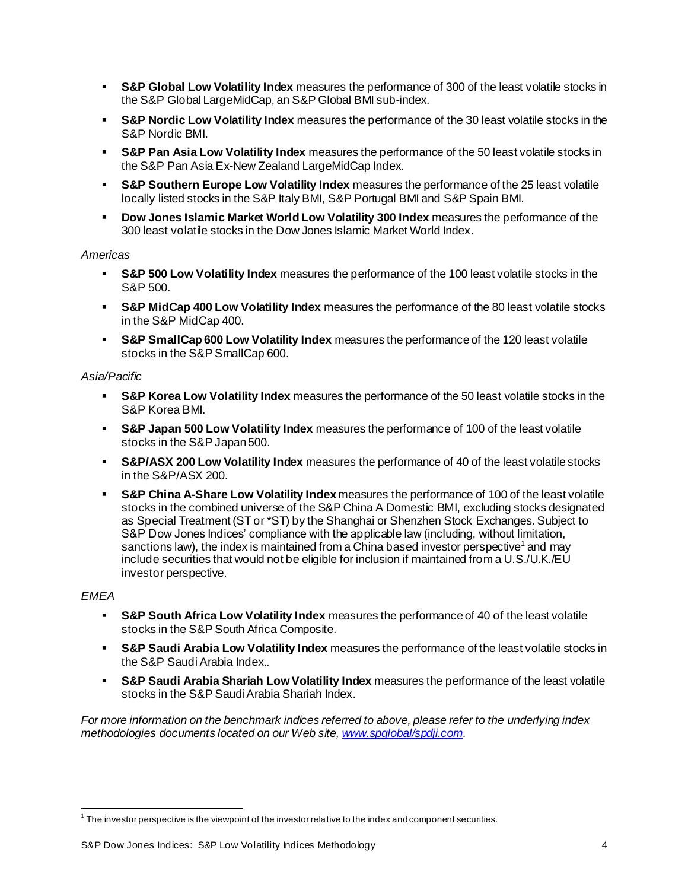- **S&P Global Low Volatility Index** measures the performance of 300 of the least volatile stocks in the S&P Global LargeMidCap, an S&P Global BMI sub-index.
- **S&P Nordic Low Volatility Index** measures the performance of the 30 least volatile stocks in the S&P Nordic BMI.
- **S&P Pan Asia Low Volatility Index** measures the performance of the 50 least volatile stocks in the S&P Pan Asia Ex-New Zealand LargeMidCap Index.
- **S&P Southern Europe Low Volatility Index** measures the performance of the 25 least volatile locally listed stocks in the S&P Italy BMI, S&P Portugal BMI and S&P Spain BMI.
- **Dow Jones Islamic Market World Low Volatility 300 Index** measures the performance of the 300 least volatile stocks in the Dow Jones Islamic Market World Index.

*Americas*

- **S&P 500 Low Volatility Index** measures the performance of the 100 least volatile stocks in the S&P 500.
- **S&P MidCap 400 Low Volatility Index** measures the performance of the 80 least volatile stocks in the S&P MidCap 400.
- **S&P SmallCap 600 Low Volatility Index** measures the performance of the 120 least volatile stocks in the S&P SmallCap 600.

*Asia/Pacific*

- **S&P Korea Low Volatility Index** measures the performance of the 50 least volatile stocks in the S&P Korea BMI.
- **S&P Japan 500 Low Volatility Index** measures the performance of 100 of the least volatile stocks in the S&P Japan 500.
- **S&P/ASX 200 Low Volatility Index** measures the performance of 40 of the least volatile stocks in the S&P/ASX 200.
- **S&P China A-Share Low Volatility Index** measures the performance of 100 of the least volatile stocks in the combined universe of the S&P China A Domestic BMI, excluding stocks designated as Special Treatment (ST or *ST) by the Shanghai or Shenzhen Stock Exchanges. Subject to S&P Dow Jones Indices' compliance with the applicable law (including, without limitation, sanctions law), the index is maintained from a China based investor perspective[1] and may include securities that would not be eligible for inclusion if maintained from a U.S./U.K./EU investor perspective.

*EMEA*

- **S&P South Africa Low Volatility Index** measures the performance of 40 of the least volatile stocks in the S&P South Africa Composite.
- **S&P Saudi Arabia Low Volatility Index** measures the performance of the least volatile stocks in the S&P Saudi Arabia Index..
- **S&P Saudi Arabia Shariah Low Volatility Index** measures the performance of the least volatile stocks in the S&P Saudi Arabia Shariah Index.

*For more information on the benchmark indices referred to above, please refer to the underlying index methodologies documents located on our Web site, [www.spglobal/spdji.com](www.spglobal/spdji.com).*

[1] The investor perspective is the viewpoint of the investor relative to the index and component securities.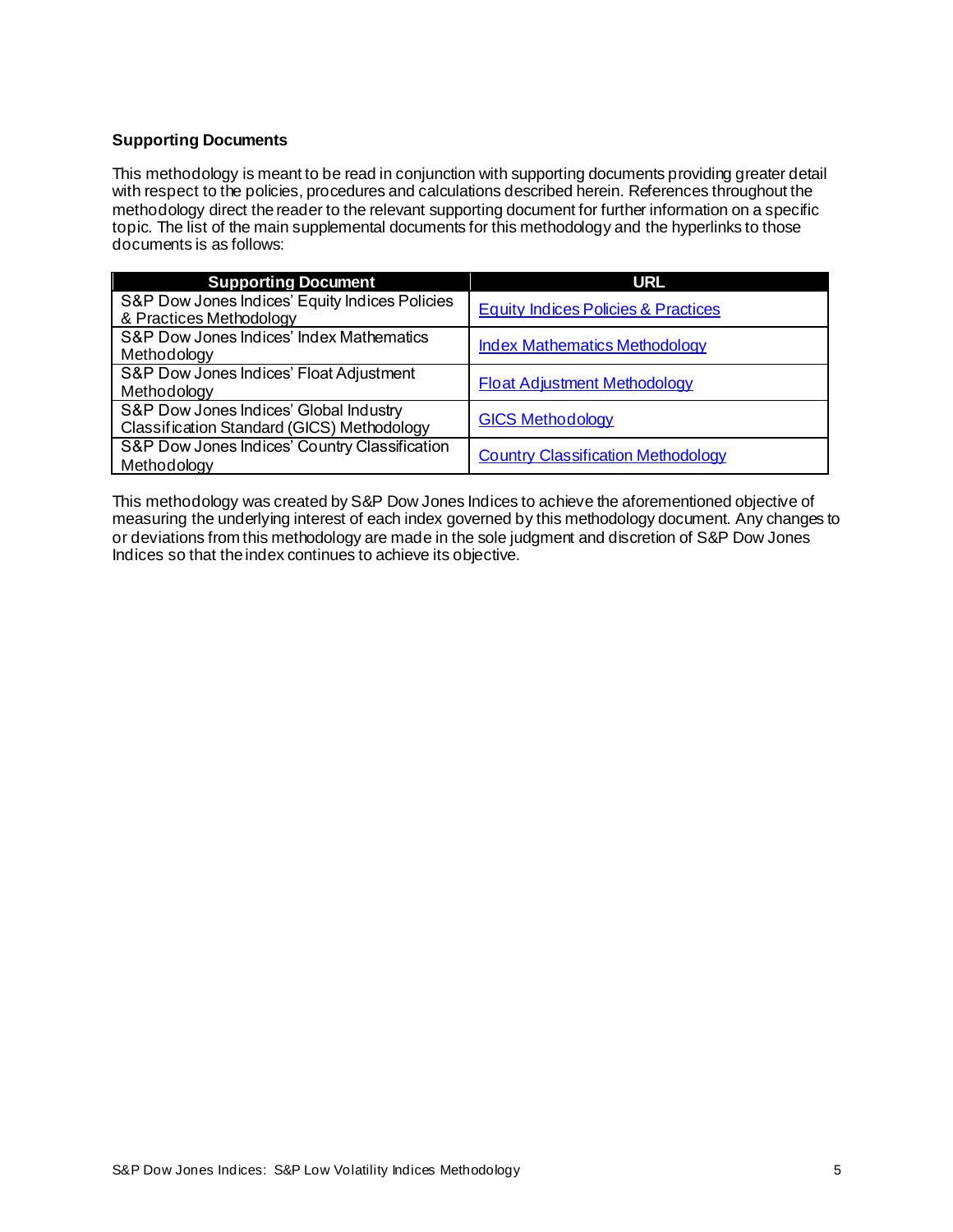### Supporting Documents

This methodology is meant to be read in conjunction with supporting documents providing greater detail with respect to the policies, procedures and calculations described herein. References throughout the methodology direct the reader to the relevant supporting document for further information on a specific topic. The list of the main supplemental documents for this methodology and the hyperlinks to those documents is as follows:

| Supporting Document | URL |
|---|---|
| S&P Dow Jones Indices' Equity Indices Policies & Practices Methodology | Equity Indices Policies & Practices |
| S&P Dow Jones Indices' Index Mathematics Methodology | Index Mathematics Methodology |
| S&P Dow Jones Indices' Float Adjustment Methodology | Float Adjustment Methodology |
| S&P Dow Jones Indices' Global Industry Classification Standard (GICS) Methodology | GICS Methodology |
| S&P Dow Jones Indices' Country Classification Methodology | Country Classification Methodology |

This methodology was created by S&P Dow Jones Indices to achieve the aforementioned objective of measuring the underlying interest of each index governed by this methodology document. Any changes to or deviations from this methodology are made in the sole judgment and discretion of S&P Dow Jones Indices so that the index continues to achieve its objective.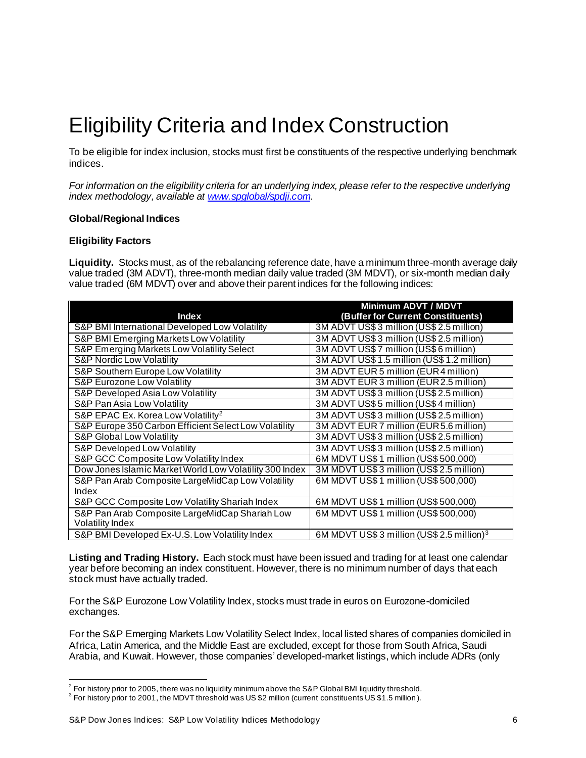# Eligibility Criteria and Index Construction

To be eligible for index inclusion, stocks must first be constituents of the respective underlying benchmark indices.

*For information on the eligibility criteria for an underlying index, please refer to the respective underlying index methodology, available at [www.spglobal/spdji.com](www.spglobal/spdji.com).*

**Global/Regional Indices**

**Eligibility Factors**

**Liquidity.** Stocks must, as of the rebalancing reference date, have a minimum three-month average daily value traded (3M ADVT), three-month median daily value traded (3M MDVT), or six-month median daily value traded (6M MDVT) over and above their parent indices for the following indices:

| Index | Minimum ADVT / MDVT (Buffer for Current Constituents) |
|---|---|
| S&P BMI International Developed Low Volatility | 3M ADVT US$ 3 million (US$ 2.5 million) |
| S&P BMI Emerging Markets Low Volatility | 3M ADVT US$ 3 million (US$ 2.5 million) |
| S&P Emerging Markets Low Volatility Select | 3M ADVT US$ 7 million (US$ 6 million) |
| S&P Nordic Low Volatility | 3M ADVT US$ 1.5 million (US$ 1.2 million) |
| S&P Southern Europe Low Volatility | 3M ADVT EUR 5 million (EUR 4 million) |
| S&P Eurozone Low Volatility | 3M ADVT EUR 3 million (EUR 2.5 million) |
| S&P Developed Asia Low Volatility | 3M ADVT US$ 3 million (US$ 2.5 million) |
| S&P Pan Asia Low Volatility | 3M ADVT US$ 5 million (US$ 4 million) |
| S&P EPAC Ex. Korea Low Volatility[2] | 3M ADVT US$ 3 million (US$ 2.5 million) |
| S&P Europe 350 Carbon Efficient Select Low Volatility | 3M ADVT EUR 7 million (EUR 5.6 million) |
| S&P Global Low Volatility | 3M ADVT US$ 3 million (US$ 2.5 million) |
| S&P Developed Low Volatility | 3M ADVT US$ 3 million (US$ 2.5 million) |
| S&P GCC Composite Low Volatility Index | 6M MDVT US$ 1 million (US$ 500,000) |
| Dow Jones Islamic Market World Low Volatility 300 Index | 3M MDVT US$ 3 million (US$ 2.5 million) |
| S&P Pan Arab Composite LargeMidCap Low Volatility Index | 6M MDVT US$ 1 million (US$ 500,000) |
| S&P GCC Composite Low Volatility Shariah Index | 6M MDVT US$ 1 million (US$ 500,000) |
| S&P Pan Arab Composite LargeMidCap Shariah Low Volatility Index | 6M MDVT US$ 1 million (US$ 500,000) |
| S&P BMI Developed Ex-U.S. Low Volatility Index | 6M MDVT US$ 3 million (US$ 2.5 million)[3] |

**Listing and Trading History.** Each stock must have been issued and trading for at least one calendar year before becoming an index constituent. However, there is no minimum number of days that each stock must have actually traded.

For the S&P Eurozone Low Volatility Index, stocks must trade in euros on Eurozone-domiciled exchanges.

For the S&P Emerging Markets Low Volatility Select Index, local listed shares of companies domiciled in Africa, Latin America, and the Middle East are excluded, except for those from South Africa, Saudi Arabia, and Kuwait. However, those companies' developed-market listings, which include ADRs (only

[2] For history prior to 2005, there was no liquidity minimum above the S&P Global BMI liquidity threshold.

[3] For history prior to 2001, the MDVT threshold was US $2 million (current constituents US $1.5 million).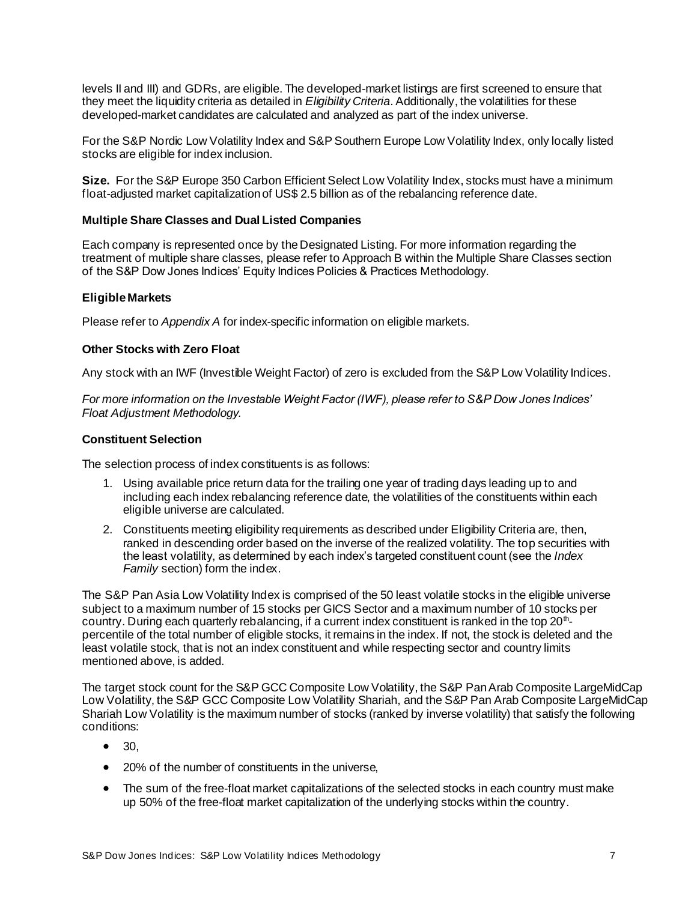levels II and III) and GDRs, are eligible. The developed-market listings are first screened to ensure that they meet the liquidity criteria as detailed in *Eligibility Criteria*. Additionally, the volatilities for these developed-market candidates are calculated and analyzed as part of the index universe.

For the S&P Nordic Low Volatility Index and S&P Southern Europe Low Volatility Index, only locally listed stocks are eligible for index inclusion.

**Size.** For the S&P Europe 350 Carbon Efficient Select Low Volatility Index, stocks must have a minimum float-adjusted market capitalization of US$ 2.5 billion as of the rebalancing reference date.

### Multiple Share Classes and Dual Listed Companies

Each company is represented once by the Designated Listing. For more information regarding the treatment of multiple share classes, please refer to Approach B within the Multiple Share Classes section of the S&P Dow Jones Indices' Equity Indices Policies & Practices Methodology.

### Eligible Markets

Please refer to *Appendix A* for index-specific information on eligible markets.

### Other Stocks with Zero Float

Any stock with an IWF (Investible Weight Factor) of zero is excluded from the S&P Low Volatility Indices.

*For more information on the Investable Weight Factor (IWF), please refer to S&P Dow Jones Indices' Float Adjustment Methodology.*

### Constituent Selection

The selection process of index constituents is as follows:

1. Using available price return data for the trailing one year of trading days leading up to and including each index rebalancing reference date, the volatilities of the constituents within each eligible universe are calculated.
2. Constituents meeting eligibility requirements as described under Eligibility Criteria are, then, ranked in descending order based on the inverse of the realized volatility. The top securities with the least volatility, as determined by each index's targeted constituent count (see the *Index Family* section) form the index.

The S&P Pan Asia Low Volatility Index is comprised of the 50 least volatile stocks in the eligible universe subject to a maximum number of 15 stocks per GICS Sector and a maximum number of 10 stocks per country. During each quarterly rebalancing, if a current index constituent is ranked in the top 20th-percentile of the total number of eligible stocks, it remains in the index. If not, the stock is deleted and the least volatile stock, that is not an index constituent and while respecting sector and country limits mentioned above, is added.

The target stock count for the S&P GCC Composite Low Volatility, the S&P Pan Arab Composite LargeMidCap Low Volatility, the S&P GCC Composite Low Volatility Shariah, and the S&P Pan Arab Composite LargeMidCap Shariah Low Volatility is the maximum number of stocks (ranked by inverse volatility) that satisfy the following conditions:

- 30,
- 20% of the number of constituents in the universe,
- The sum of the free-float market capitalizations of the selected stocks in each country must make up 50% of the free-float market capitalization of the underlying stocks within the country.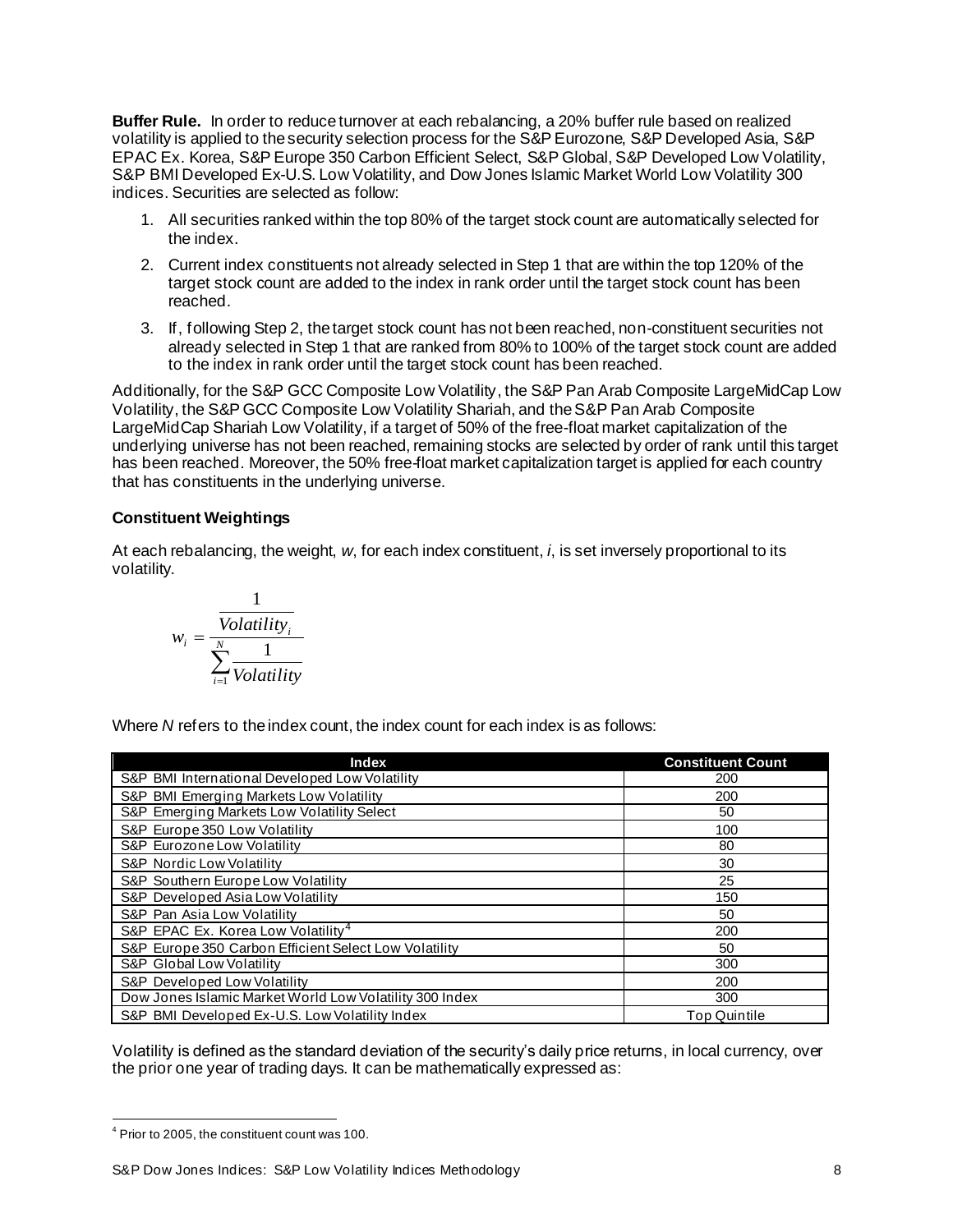**Buffer Rule.** In order to reduce turnover at each rebalancing, a 20% buffer rule based on realized volatility is applied to the security selection process for the S&P Eurozone, S&P Developed Asia, S&P EPAC Ex. Korea, S&P Europe 350 Carbon Efficient Select, S&P Global, S&P Developed Low Volatility, S&P BMI Developed Ex-U.S. Low Volatility, and Dow Jones Islamic Market World Low Volatility 300 indices. Securities are selected as follow:

1. All securities ranked within the top 80% of the target stock count are automatically selected for the index.
2. Current index constituents not already selected in Step 1 that are within the top 120% of the target stock count are added to the index in rank order until the target stock count has been reached.
3. If, following Step 2, the target stock count has not been reached, non-constituent securities not already selected in Step 1 that are ranked from 80% to 100% of the target stock count are added to the index in rank order until the target stock count has been reached.

Additionally, for the S&P GCC Composite Low Volatility, the S&P Pan Arab Composite LargeMidCap Low Volatility, the S&P GCC Composite Low Volatility Shariah, and the S&P Pan Arab Composite LargeMidCap Shariah Low Volatility, if a target of 50% of the free-float market capitalization of the underlying universe has not been reached, remaining stocks are selected by order of rank until this target has been reached. Moreover, the 50% free-float market capitalization target is applied for each country that has constituents in the underlying universe.

### Constituent Weightings

At each rebalancing, the weight, *w*, for each index constituent, *i*, is set inversely proportional to its volatility.

$$w_i = \frac{\frac{1}{Volatility_i}}{\sum_{i=1}^{N} \frac{1}{Volatility}}$$

Where *N* refers to the index count, the index count for each index is as follows:

| Index | Constituent Count |
|---|---|
| S&P BMI International Developed Low Volatility | 200 |
| S&P BMI Emerging Markets Low Volatility | 200 |
| S&P Emerging Markets Low Volatility Select | 50 |
| S&P Europe 350 Low Volatility | 100 |
| S&P Eurozone Low Volatility | 80 |
| S&P Nordic Low Volatility | 30 |
| S&P Southern Europe Low Volatility | 25 |
| S&P Developed Asia Low Volatility | 150 |
| S&P Pan Asia Low Volatility | 50 |
| S&P EPAC Ex. Korea Low Volatility[4] | 200 |
| S&P Europe 350 Carbon Efficient Select Low Volatility | 50 |
| S&P Global Low Volatility | 300 |
| S&P Developed Low Volatility | 200 |
| Dow Jones Islamic Market World Low Volatility 300 Index | 300 |
| S&P BMI Developed Ex-U.S. Low Volatility Index | Top Quintile |

Volatility is defined as the standard deviation of the security's daily price returns, in local currency, over the prior one year of trading days. It can be mathematically expressed as:

[4] Prior to 2005, the constituent count was 100.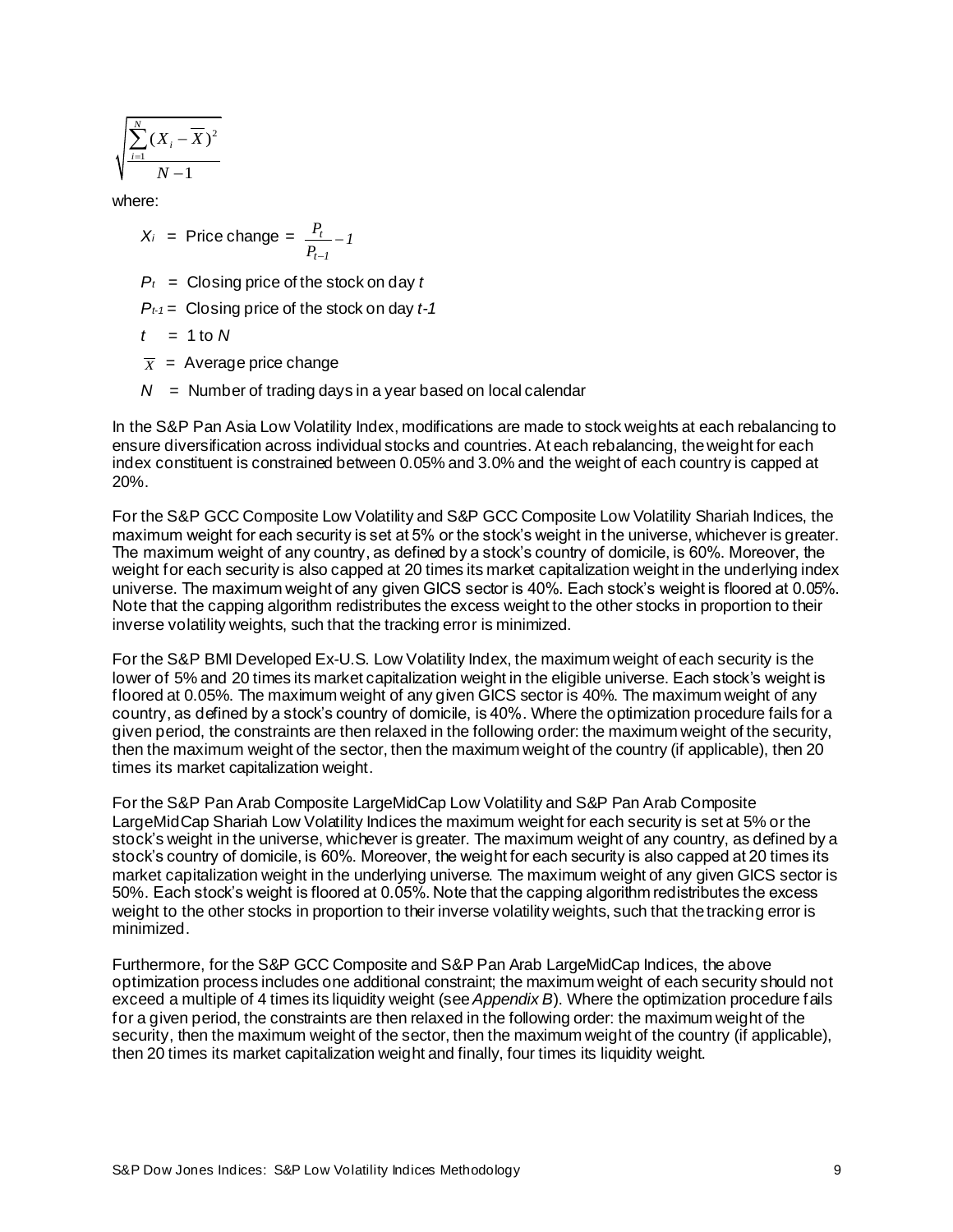$$\sqrt{\frac{\sum_{i=1}^{N}(X_i - \overline{X})^2}{N-1}}$$

where:

$X_i$ = Price change = $\frac{P_t}{P_{t-1}} - 1$

$P_t$ = Closing price of the stock on day $t$

$P_{t-1}$ = Closing price of the stock on day $t-1$

$t$ = 1 to $N$

$\overline{X}$ = Average price change

$N$ = Number of trading days in a year based on local calendar

In the S&P Pan Asia Low Volatility Index, modifications are made to stock weights at each rebalancing to ensure diversification across individual stocks and countries. At each rebalancing, the weight for each index constituent is constrained between 0.05% and 3.0% and the weight of each country is capped at 20%.

For the S&P GCC Composite Low Volatility and S&P GCC Composite Low Volatility Shariah Indices, the maximum weight for each security is set at 5% or the stock's weight in the universe, whichever is greater. The maximum weight of any country, as defined by a stock's country of domicile, is 60%. Moreover, the weight for each security is also capped at 20 times its market capitalization weight in the underlying index universe. The maximum weight of any given GICS sector is 40%. Each stock's weight is floored at 0.05%. Note that the capping algorithm redistributes the excess weight to the other stocks in proportion to their inverse volatility weights, such that the tracking error is minimized.

For the S&P BMI Developed Ex-U.S. Low Volatility Index, the maximum weight of each security is the lower of 5% and 20 times its market capitalization weight in the eligible universe. Each stock's weight is floored at 0.05%. The maximum weight of any given GICS sector is 40%. The maximum weight of any country, as defined by a stock's country of domicile, is 40%. Where the optimization procedure fails for a given period, the constraints are then relaxed in the following order: the maximum weight of the security, then the maximum weight of the sector, then the maximum weight of the country (if applicable), then 20 times its market capitalization weight.

For the S&P Pan Arab Composite LargeMidCap Low Volatility and S&P Pan Arab Composite LargeMidCap Shariah Low Volatility Indices the maximum weight for each security is set at 5% or the stock's weight in the universe, whichever is greater. The maximum weight of any country, as defined by a stock's country of domicile, is 60%. Moreover, the weight for each security is also capped at 20 times its market capitalization weight in the underlying universe. The maximum weight of any given GICS sector is 50%. Each stock's weight is floored at 0.05%. Note that the capping algorithm redistributes the excess weight to the other stocks in proportion to their inverse volatility weights, such that the tracking error is minimized.

Furthermore, for the S&P GCC Composite and S&P Pan Arab LargeMidCap Indices, the above optimization process includes one additional constraint; the maximum weight of each security should not exceed a multiple of 4 times its liquidity weight (see *Appendix B*). Where the optimization procedure fails for a given period, the constraints are then relaxed in the following order: the maximum weight of the security, then the maximum weight of the sector, then the maximum weight of the country (if applicable), then 20 times its market capitalization weight and finally, four times its liquidity weight.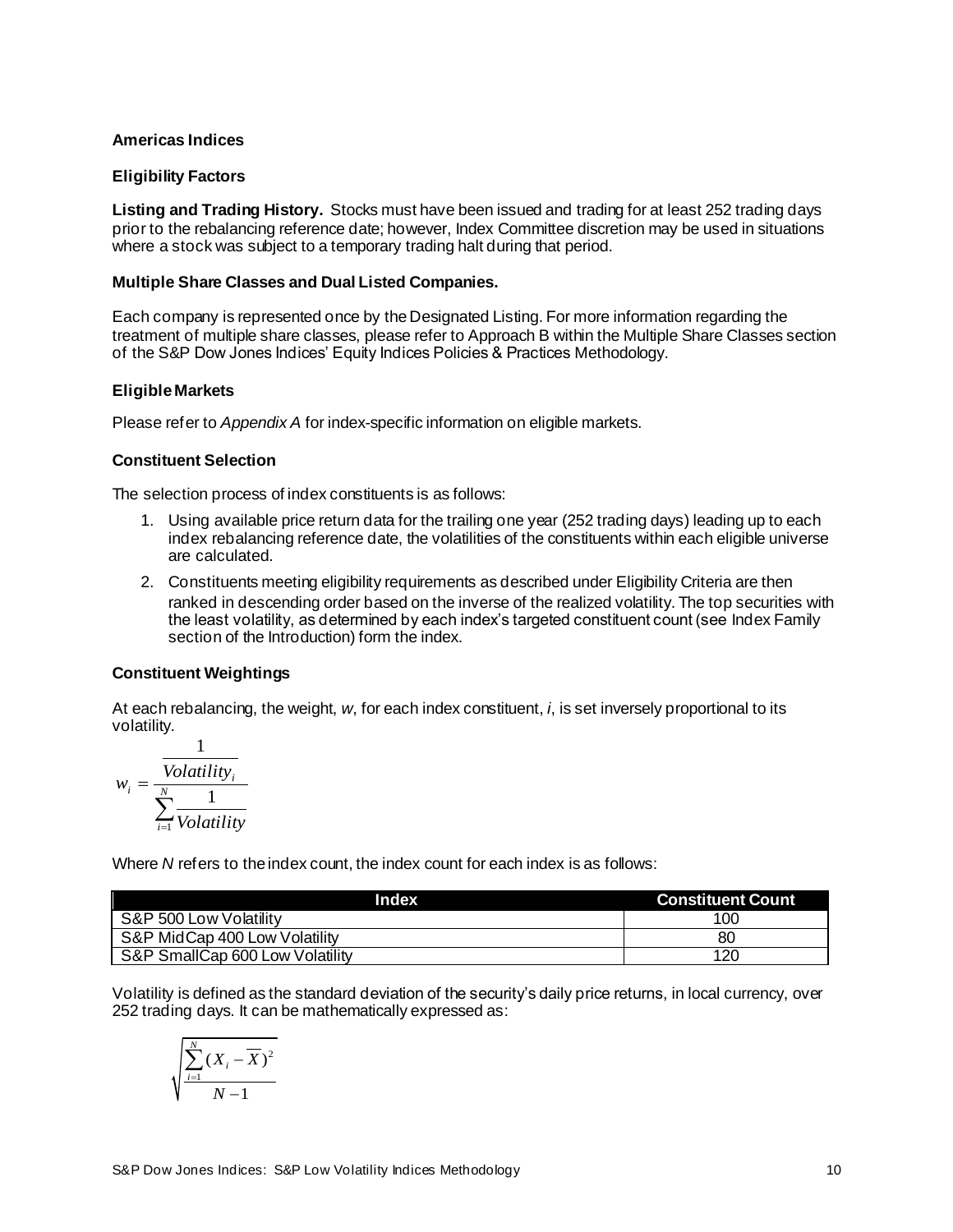## Americas Indices

### Eligibility Factors

**Listing and Trading History.** Stocks must have been issued and trading for at least 252 trading days prior to the rebalancing reference date; however, Index Committee discretion may be used in situations where a stock was subject to a temporary trading halt during that period.

**Multiple Share Classes and Dual Listed Companies.**

Each company is represented once by the Designated Listing. For more information regarding the treatment of multiple share classes, please refer to Approach B within the Multiple Share Classes section of the S&P Dow Jones Indices' Equity Indices Policies & Practices Methodology.

### Eligible Markets

Please refer to *Appendix A* for index-specific information on eligible markets.

### Constituent Selection

The selection process of index constituents is as follows:

1. Using available price return data for the trailing one year (252 trading days) leading up to each index rebalancing reference date, the volatilities of the constituents within each eligible universe are calculated.
2. Constituents meeting eligibility requirements as described under Eligibility Criteria are then ranked in descending order based on the inverse of the realized volatility. The top securities with the least volatility, as determined by each index's targeted constituent count (see Index Family section of the Introduction) form the index.

### Constituent Weightings

At each rebalancing, the weight, *w*, for each index constituent, *i*, is set inversely proportional to its volatility.

$$w_i = \frac{\frac{1}{Volatility_i}}{\sum_{i=1}^{N} \frac{1}{Volatility}}$$

Where *N* refers to the index count, the index count for each index is as follows:

| Index | Constituent Count |
|---|---|
| S&P 500 Low Volatility | 100 |
| S&P MidCap 400 Low Volatility | 80 |
| S&P SmallCap 600 Low Volatility | 120 |

Volatility is defined as the standard deviation of the security's daily price returns, in local currency, over 252 trading days. It can be mathematically expressed as:

$$\sqrt{\frac{\sum_{i=1}^{N}(X_i - \overline{X})^2}{N-1}}$$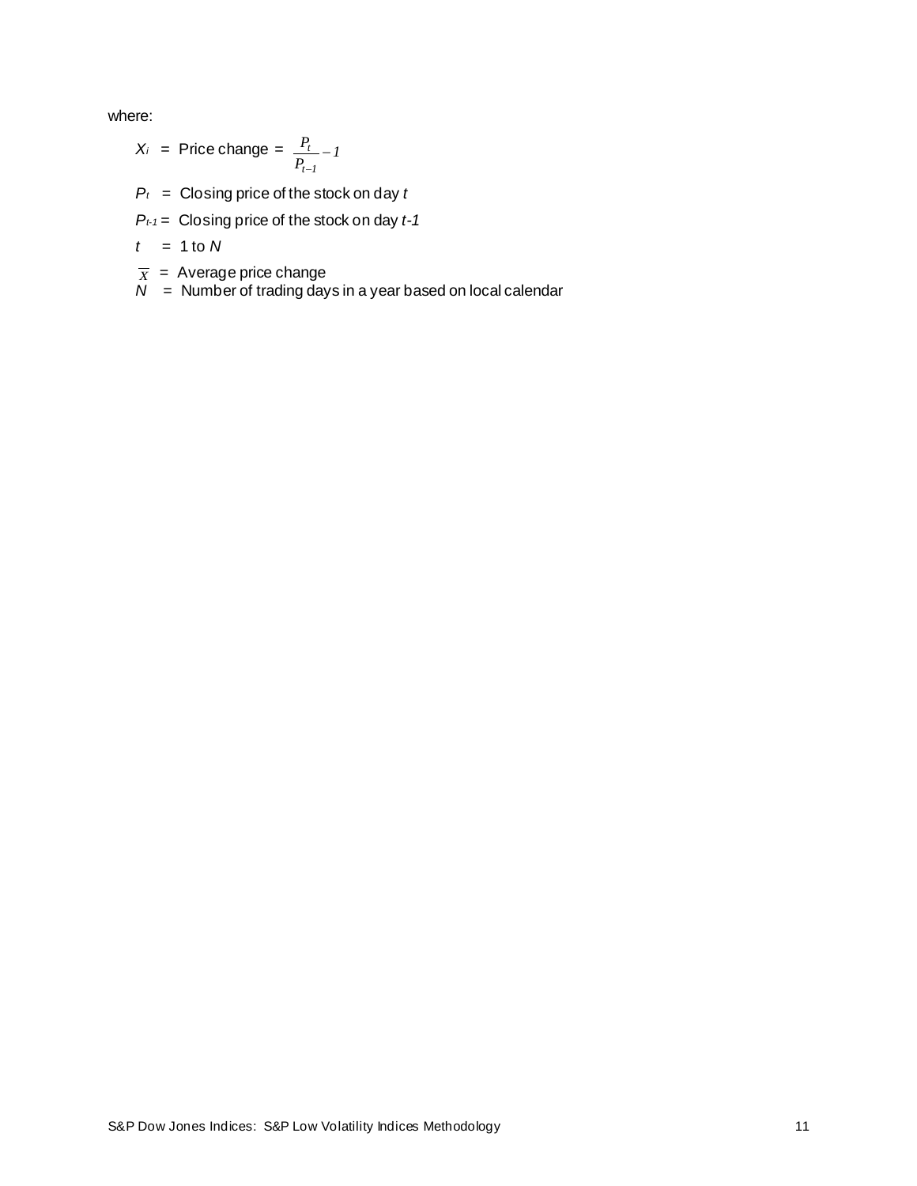where:

$X_i$ = Price change = $\frac{P_t}{P_{t-1}} - 1$

$P_t$ = Closing price of the stock on day $t$

$P_{t-1}$ = Closing price of the stock on day $t-1$

$t$ = 1 to $N$

$\overline{x}$ = Average price change

$N$ = Number of trading days in a year based on local calendar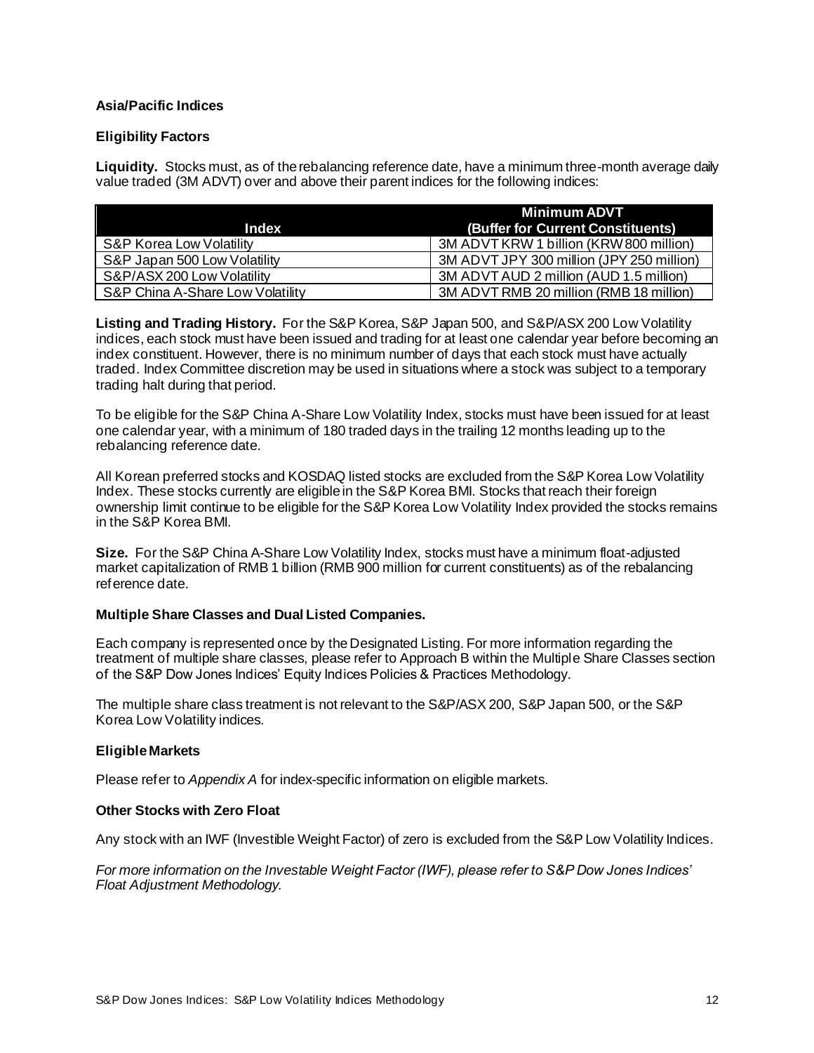### Asia/Pacific Indices

#### Eligibility Factors

**Liquidity.** Stocks must, as of the rebalancing reference date, have a minimum three-month average daily value traded (3M ADVT) over and above their parent indices for the following indices:

| Index | Minimum ADVT (Buffer for Current Constituents) |
|---|---|
| S&P Korea Low Volatility | 3M ADVT KRW 1 billion (KRW 800 million) |
| S&P Japan 500 Low Volatility | 3M ADVT JPY 300 million (JPY 250 million) |
| S&P/ASX 200 Low Volatility | 3M ADVT AUD 2 million (AUD 1.5 million) |
| S&P China A-Share Low Volatility | 3M ADVT RMB 20 million (RMB 18 million) |

**Listing and Trading History.** For the S&P Korea, S&P Japan 500, and S&P/ASX 200 Low Volatility indices, each stock must have been issued and trading for at least one calendar year before becoming an index constituent. However, there is no minimum number of days that each stock must have actually traded. Index Committee discretion may be used in situations where a stock was subject to a temporary trading halt during that period.

To be eligible for the S&P China A-Share Low Volatility Index, stocks must have been issued for at least one calendar year, with a minimum of 180 traded days in the trailing 12 months leading up to the rebalancing reference date.

All Korean preferred stocks and KOSDAQ listed stocks are excluded from the S&P Korea Low Volatility Index. These stocks currently are eligible in the S&P Korea BMI. Stocks that reach their foreign ownership limit continue to be eligible for the S&P Korea Low Volatility Index provided the stocks remains in the S&P Korea BMI.

**Size.** For the S&P China A-Share Low Volatility Index, stocks must have a minimum float-adjusted market capitalization of RMB 1 billion (RMB 900 million for current constituents) as of the rebalancing reference date.

#### Multiple Share Classes and Dual Listed Companies.

Each company is represented once by the Designated Listing. For more information regarding the treatment of multiple share classes, please refer to Approach B within the Multiple Share Classes section of the S&P Dow Jones Indices' Equity Indices Policies & Practices Methodology.

The multiple share class treatment is not relevant to the S&P/ASX 200, S&P Japan 500, or the S&P Korea Low Volatility indices.

#### Eligible Markets

Please refer to *Appendix A* for index-specific information on eligible markets.

#### Other Stocks with Zero Float

Any stock with an IWF (Investible Weight Factor) of zero is excluded from the S&P Low Volatility Indices.

*For more information on the Investable Weight Factor (IWF), please refer to S&P Dow Jones Indices' Float Adjustment Methodology.*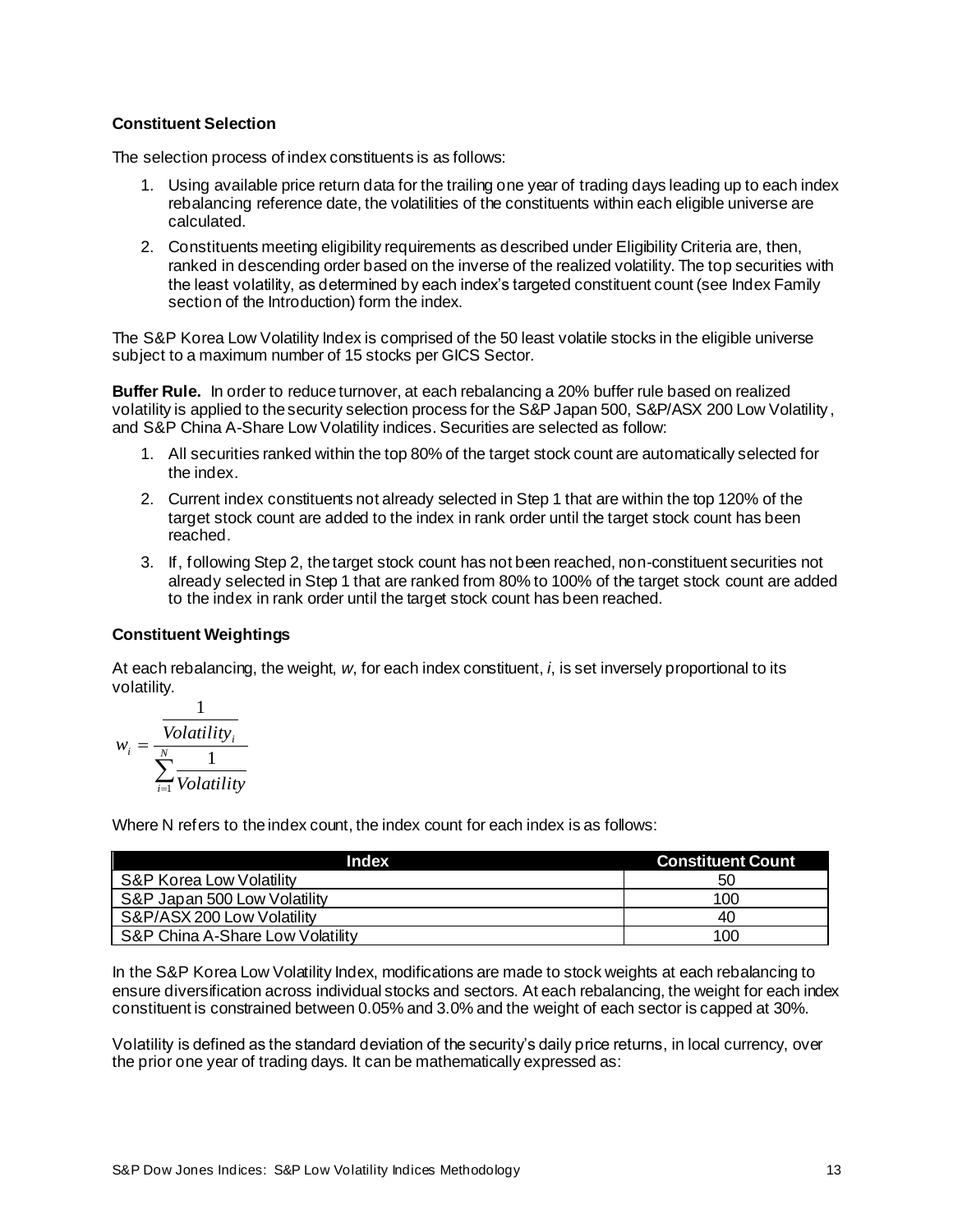### Constituent Selection

The selection process of index constituents is as follows:

1. Using available price return data for the trailing one year of trading days leading up to each index rebalancing reference date, the volatilities of the constituents within each eligible universe are calculated.
2. Constituents meeting eligibility requirements as described under Eligibility Criteria are, then, ranked in descending order based on the inverse of the realized volatility. The top securities with the least volatility, as determined by each index's targeted constituent count (see Index Family section of the Introduction) form the index.

The S&P Korea Low Volatility Index is comprised of the 50 least volatile stocks in the eligible universe subject to a maximum number of 15 stocks per GICS Sector.

**Buffer Rule.** In order to reduce turnover, at each rebalancing a 20% buffer rule based on realized volatility is applied to the security selection process for the S&P Japan 500, S&P/ASX 200 Low Volatility, and S&P China A-Share Low Volatility indices. Securities are selected as follow:

1. All securities ranked within the top 80% of the target stock count are automatically selected for the index.
2. Current index constituents not already selected in Step 1 that are within the top 120% of the target stock count are added to the index in rank order until the target stock count has been reached.
3. If, following Step 2, the target stock count has not been reached, non-constituent securities not already selected in Step 1 that are ranked from 80% to 100% of the target stock count are added to the index in rank order until the target stock count has been reached.

### Constituent Weightings

At each rebalancing, the weight, *w*, for each index constituent, *i*, is set inversely proportional to its volatility.

$$w_i = \frac{\frac{1}{Volatility_i}}{\sum_{i=1}^{N} \frac{1}{Volatility}}$$

Where N refers to the index count, the index count for each index is as follows:

| Index | Constituent Count |
|---|---|
| S&P Korea Low Volatility | 50 |
| S&P Japan 500 Low Volatility | 100 |
| S&P/ASX 200 Low Volatility | 40 |
| S&P China A-Share Low Volatility | 100 |

In the S&P Korea Low Volatility Index, modifications are made to stock weights at each rebalancing to ensure diversification across individual stocks and sectors. At each rebalancing, the weight for each index constituent is constrained between 0.05% and 3.0% and the weight of each sector is capped at 30%.

Volatility is defined as the standard deviation of the security's daily price returns, in local currency, over the prior one year of trading days. It can be mathematically expressed as: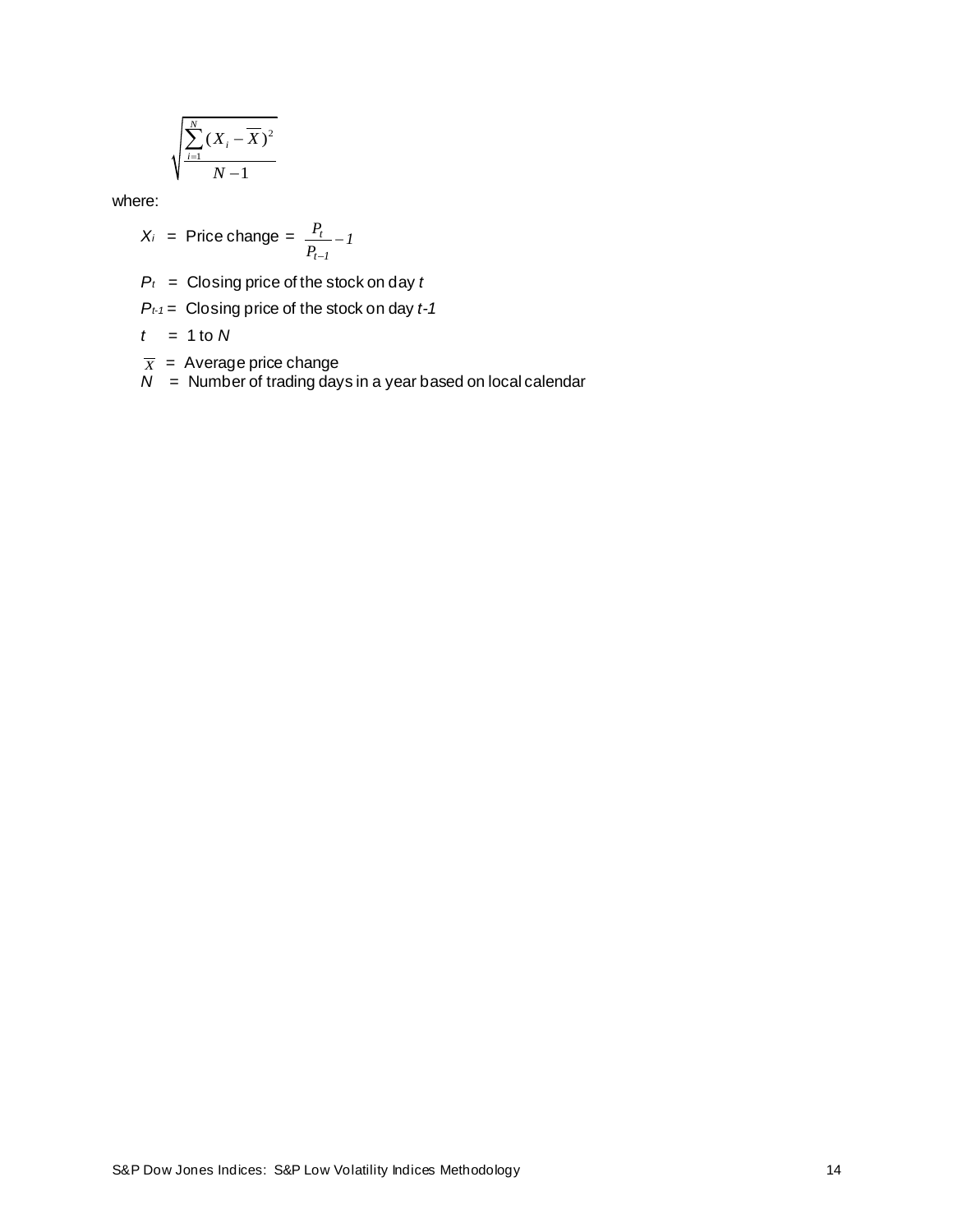$$\sqrt{\frac{\sum_{i=1}^{N}(X_i - \overline{X})^2}{N-1}}$$

where:

$X_i$ = Price change = $\frac{P_t}{P_{t-1}} - 1$

$P_t$ = Closing price of the stock on day $t$

$P_{t-1}$ = Closing price of the stock on day $t-1$

$t$ = 1 to $N$

$\overline{X}$ = Average price change

$N$ = Number of trading days in a year based on local calendar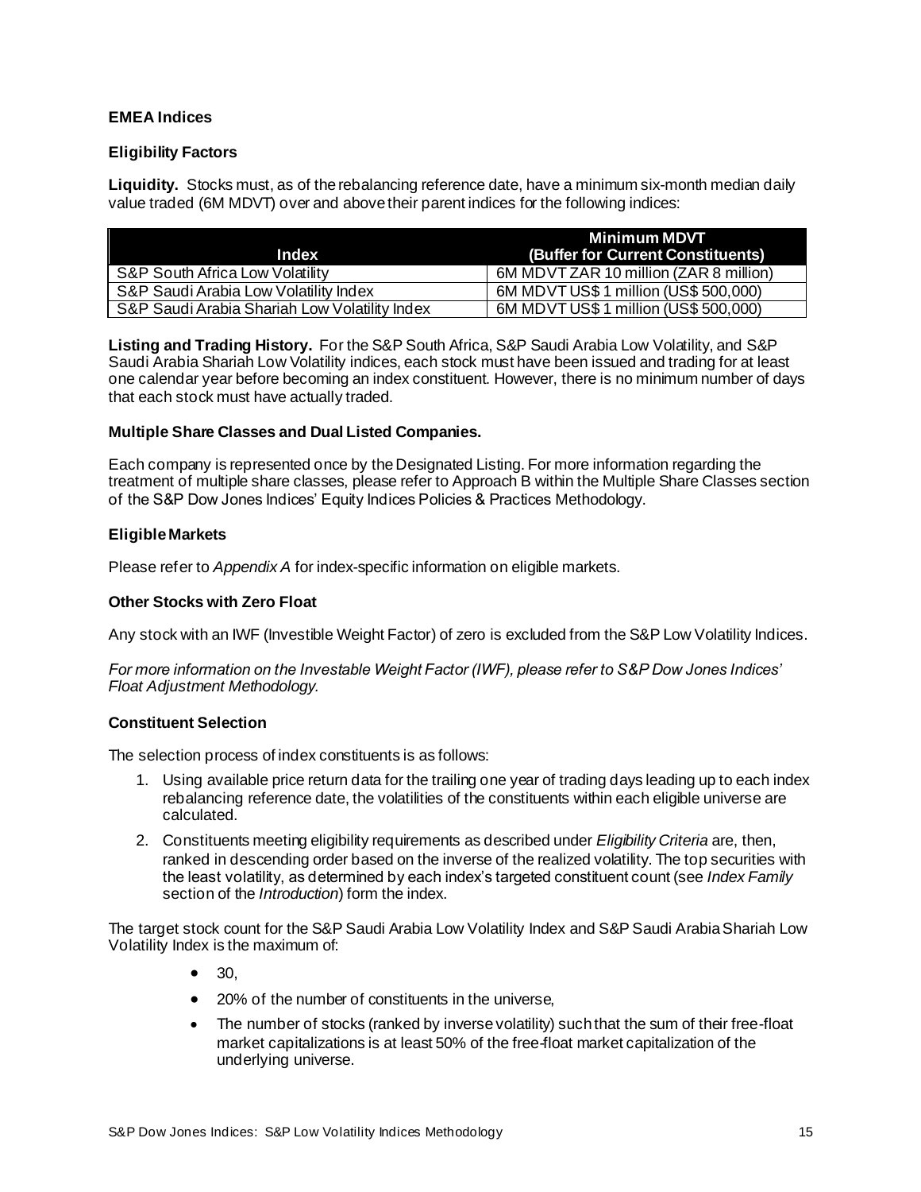### EMEA Indices

#### Eligibility Factors

**Liquidity.** Stocks must, as of the rebalancing reference date, have a minimum six-month median daily value traded (6M MDVT) over and above their parent indices for the following indices:

| Index | Minimum MDVT (Buffer for Current Constituents) |
|---|---|
| S&P South Africa Low Volatility | 6M MDVT ZAR 10 million (ZAR 8 million) |
| S&P Saudi Arabia Low Volatility Index | 6M MDVT US$ 1 million (US$ 500,000) |
| S&P Saudi Arabia Shariah Low Volatility Index | 6M MDVT US$ 1 million (US$ 500,000) |

**Listing and Trading History.** For the S&P South Africa, S&P Saudi Arabia Low Volatility, and S&P Saudi Arabia Shariah Low Volatility indices, each stock must have been issued and trading for at least one calendar year before becoming an index constituent. However, there is no minimum number of days that each stock must have actually traded.

**Multiple Share Classes and Dual Listed Companies.**

Each company is represented once by the Designated Listing. For more information regarding the treatment of multiple share classes, please refer to Approach B within the Multiple Share Classes section of the S&P Dow Jones Indices' Equity Indices Policies & Practices Methodology.

#### Eligible Markets

Please refer to *Appendix A* for index-specific information on eligible markets.

#### Other Stocks with Zero Float

Any stock with an IWF (Investible Weight Factor) of zero is excluded from the S&P Low Volatility Indices.

*For more information on the Investable Weight Factor (IWF), please refer to S&P Dow Jones Indices' Float Adjustment Methodology.*

#### Constituent Selection

The selection process of index constituents is as follows:

1. Using available price return data for the trailing one year of trading days leading up to each index rebalancing reference date, the volatilities of the constituents within each eligible universe are calculated.
2. Constituents meeting eligibility requirements as described under *Eligibility Criteria* are, then, ranked in descending order based on the inverse of the realized volatility. The top securities with the least volatility, as determined by each index's targeted constituent count (see *Index Family* section of the *Introduction*) form the index.

The target stock count for the S&P Saudi Arabia Low Volatility Index and S&P Saudi Arabia Shariah Low Volatility Index is the maximum of:

- 30,
- 20% of the number of constituents in the universe,
- The number of stocks (ranked by inverse volatility) such that the sum of their free-float market capitalizations is at least 50% of the free-float market capitalization of the underlying universe.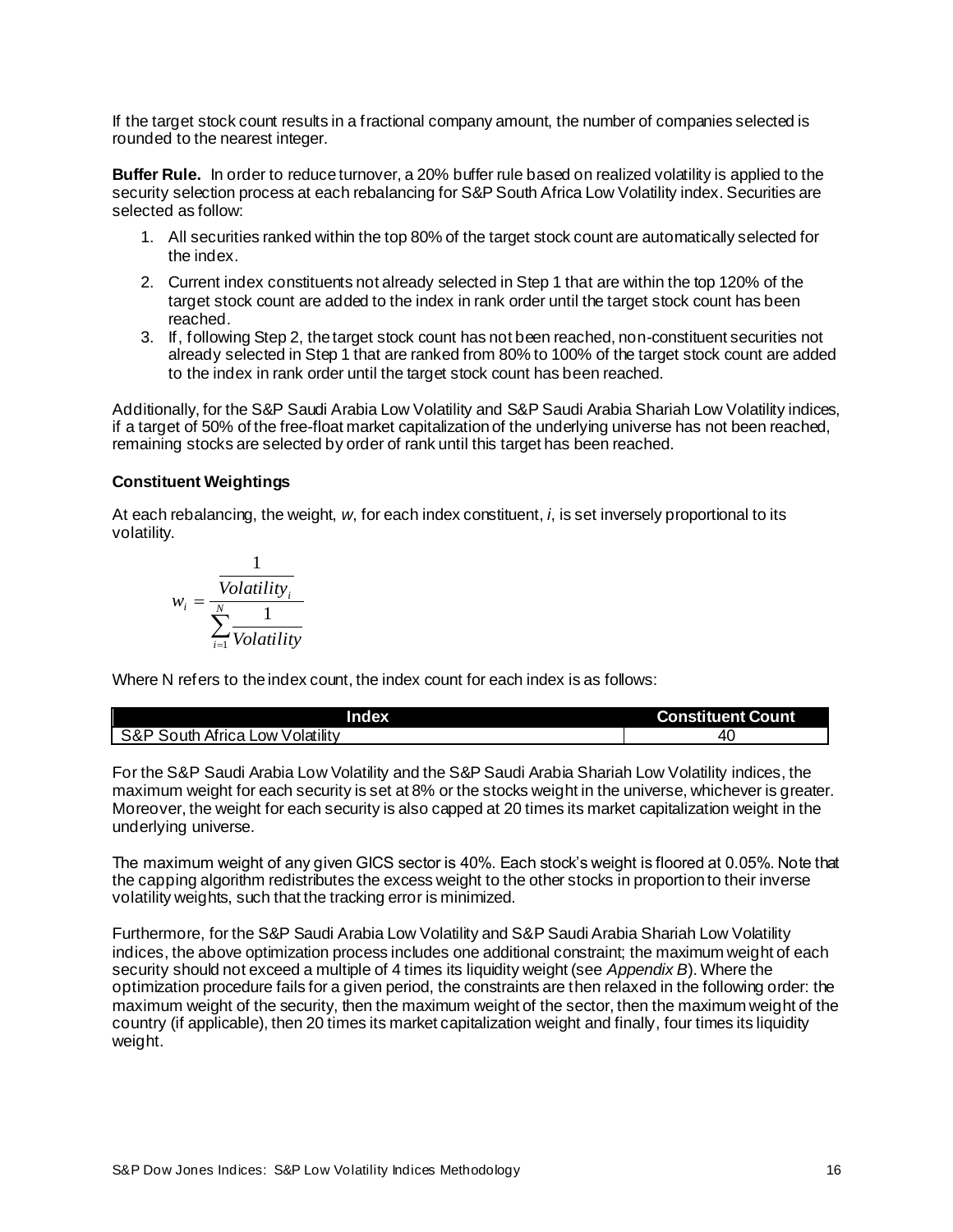If the target stock count results in a fractional company amount, the number of companies selected is rounded to the nearest integer.

**Buffer Rule.** In order to reduce turnover, a 20% buffer rule based on realized volatility is applied to the security selection process at each rebalancing for S&P South Africa Low Volatility index. Securities are selected as follow:

1. All securities ranked within the top 80% of the target stock count are automatically selected for the index.
2. Current index constituents not already selected in Step 1 that are within the top 120% of the target stock count are added to the index in rank order until the target stock count has been reached.
3. If, following Step 2, the target stock count has not been reached, non-constituent securities not already selected in Step 1 that are ranked from 80% to 100% of the target stock count are added to the index in rank order until the target stock count has been reached.

Additionally, for the S&P Saudi Arabia Low Volatility and S&P Saudi Arabia Shariah Low Volatility indices, if a target of 50% of the free-float market capitalization of the underlying universe has not been reached, remaining stocks are selected by order of rank until this target has been reached.

### Constituent Weightings

At each rebalancing, the weight, *w*, for each index constituent, *i*, is set inversely proportional to its volatility.

$$w_i = \frac{\frac{1}{Volatility_i}}{\sum_{i=1}^{N} \frac{1}{Volatility}}$$

Where N refers to the index count, the index count for each index is as follows:

| Index | Constituent Count |
|---|---|
| S&P South Africa Low Volatility | 40 |

For the S&P Saudi Arabia Low Volatility and the S&P Saudi Arabia Shariah Low Volatility indices, the maximum weight for each security is set at 8% or the stocks weight in the universe, whichever is greater. Moreover, the weight for each security is also capped at 20 times its market capitalization weight in the underlying universe.

The maximum weight of any given GICS sector is 40%. Each stock's weight is floored at 0.05%. Note that the capping algorithm redistributes the excess weight to the other stocks in proportion to their inverse volatility weights, such that the tracking error is minimized.

Furthermore, for the S&P Saudi Arabia Low Volatility and S&P Saudi Arabia Shariah Low Volatility indices, the above optimization process includes one additional constraint; the maximum weight of each security should not exceed a multiple of 4 times its liquidity weight (see *Appendix B*). Where the optimization procedure fails for a given period, the constraints are then relaxed in the following order: the maximum weight of the security, then the maximum weight of the sector, then the maximum weight of the country (if applicable), then 20 times its market capitalization weight and finally, four times its liquidity weight.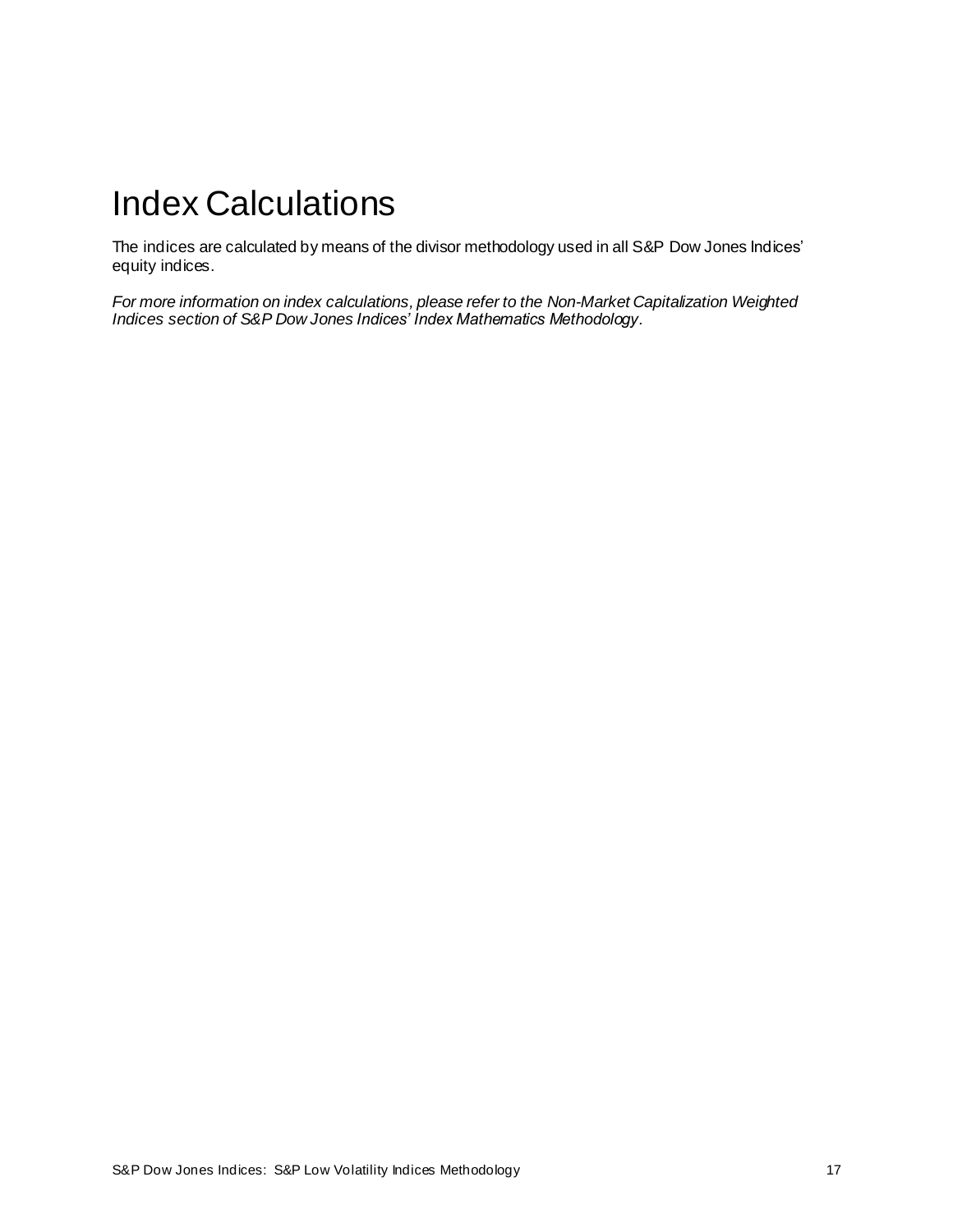# Index Calculations

The indices are calculated by means of the divisor methodology used in all S&P Dow Jones Indices' equity indices.

*For more information on index calculations, please refer to the Non-Market Capitalization Weighted Indices section of S&P Dow Jones Indices' Index Mathematics Methodology*.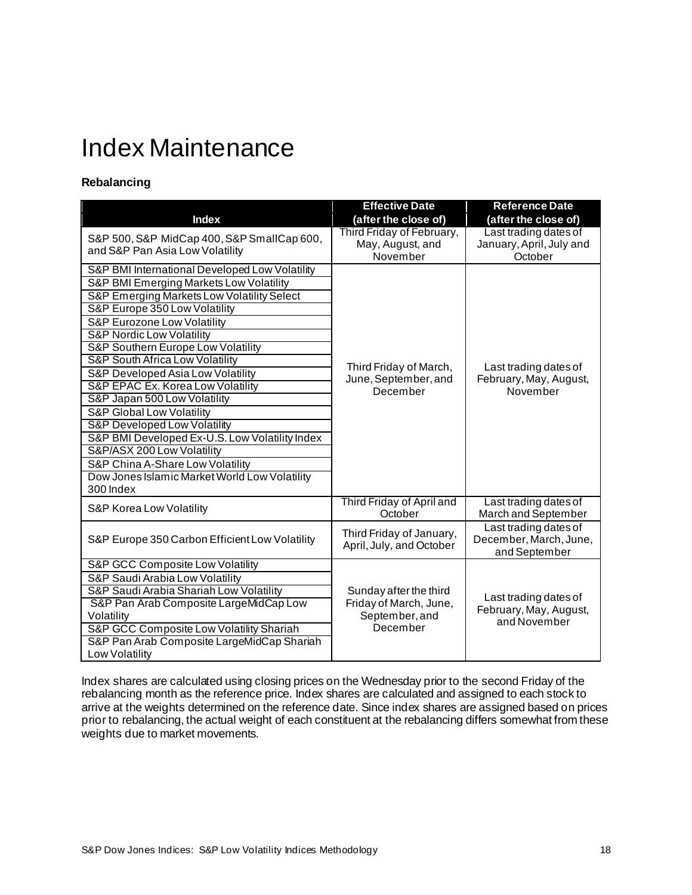# Index Maintenance

**Rebalancing**

| Index | Effective Date (after the close of) | Reference Date (after the close of) |
|---|---|---|
| S&P 500, S&P MidCap 400, S&P SmallCap 600, and S&P Pan Asia Low Volatility | Third Friday of February, May, August, and November | Last trading dates of January, April, July and October |
| S&P BMI International Developed Low Volatility | Third Friday of March, June, September, and December | Last trading dates of February, May, August, November |
| S&P BMI Emerging Markets Low Volatility | | |
| S&P Emerging Markets Low Volatility Select | | |
| S&P Europe 350 Low Volatility | | |
| S&P Eurozone Low Volatility | | |
| S&P Nordic Low Volatility | | |
| S&P Southern Europe Low Volatility | | |
| S&P South Africa Low Volatility | | |
| S&P Developed Asia Low Volatility | | |
| S&P EPAC Ex. Korea Low Volatility | | |
| S&P Japan 500 Low Volatility | | |
| S&P Global Low Volatility | | |
| S&P Developed Low Volatility | | |
| S&P BMI Developed Ex-U.S. Low Volatility Index | | |
| S&P/ASX 200 Low Volatility | | |
| S&P China A-Share Low Volatility | | |
| Dow Jones Islamic Market World Low Volatility 300 Index | | |
| S&P Korea Low Volatility | Third Friday of April and October | Last trading dates of March and September |
| S&P Europe 350 Carbon Efficient Low Volatility | Third Friday of January, April, July, and October | Last trading dates of December, March, June, and September |
| S&P GCC Composite Low Volatility | Sunday after the third Friday of March, June, September, and December | Last trading dates of February, May, August, and November |
| S&P Saudi Arabia Low Volatility | | |
| S&P Saudi Arabia Shariah Low Volatility | | |
| S&P Pan Arab Composite LargeMidCap Low Volatility | | |
| S&P GCC Composite Low Volatility Shariah | | |
| S&P Pan Arab Composite LargeMidCap Shariah Low Volatility | | |

Index shares are calculated using closing prices on the Wednesday prior to the second Friday of the rebalancing month as the reference price. Index shares are calculated and assigned to each stock to arrive at the weights determined on the reference date. Since index shares are assigned based on prices prior to rebalancing, the actual weight of each constituent at the rebalancing differs somewhat from these weights due to market movements.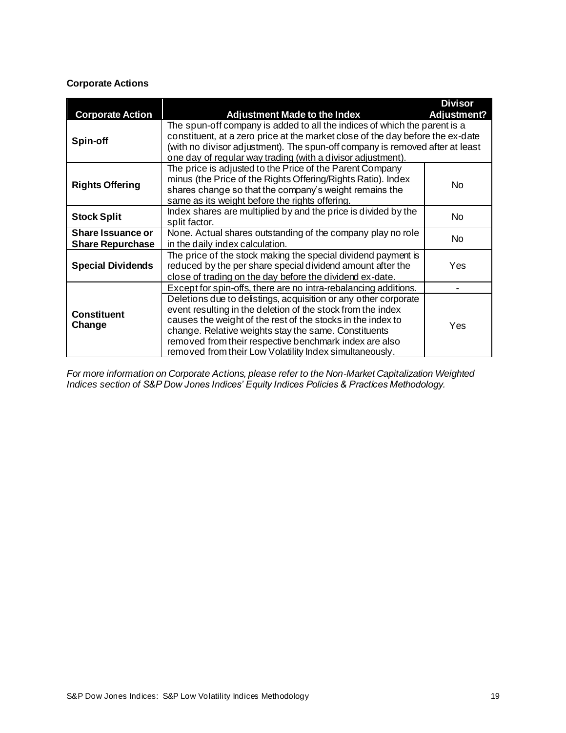**Corporate Actions**

| Corporate Action | Adjustment Made to the Index | Divisor Adjustment? |
|---|---|---|
| **Spin-off** | The spun-off company is added to all the indices of which the parent is a constituent, at a zero price at the market close of the day before the ex-date (with no divisor adjustment). The spun-off company is removed after at least one day of regular way trading (with a divisor adjustment). | |
| **Rights Offering** | The price is adjusted to the Price of the Parent Company minus (the Price of the Rights Offering/Rights Ratio). Index shares change so that the company's weight remains the same as its weight before the rights offering. | No |
| **Stock Split** | Index shares are multiplied by and the price is divided by the split factor. | No |
| **Share Issuance or Share Repurchase** | None. Actual shares outstanding of the company play no role in the daily index calculation. | No |
| **Special Dividends** | The price of the stock making the special dividend payment is reduced by the per share special dividend amount after the close of trading on the day before the dividend ex-date. | Yes |
| **Constituent Change** | Except for spin-offs, there are no intra-rebalancing additions. | - |
| | Deletions due to delistings, acquisition or any other corporate event resulting in the deletion of the stock from the index causes the weight of the rest of the stocks in the index to change. Relative weights stay the same. Constituents removed from their respective benchmark index are also removed from their Low Volatility Index simultaneously. | Yes |

*For more information on Corporate Actions, please refer to the Non-Market Capitalization Weighted Indices section of S&P Dow Jones Indices' Equity Indices Policies & Practices Methodology.*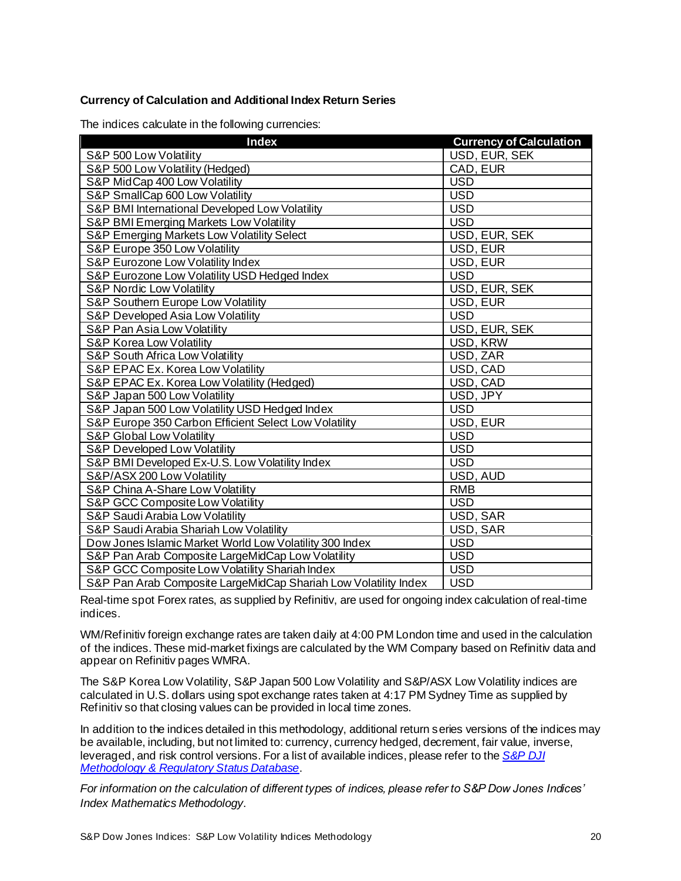### Currency of Calculation and Additional Index Return Series

The indices calculate in the following currencies:

| Index | Currency of Calculation |
|---|---|
| S&P 500 Low Volatility | USD, EUR, SEK |
| S&P 500 Low Volatility (Hedged) | CAD, EUR |
| S&P MidCap 400 Low Volatility | USD |
| S&P SmallCap 600 Low Volatility | USD |
| S&P BMI International Developed Low Volatility | USD |
| S&P BMI Emerging Markets Low Volatility | USD |
| S&P Emerging Markets Low Volatility Select | USD, EUR, SEK |
| S&P Europe 350 Low Volatility | USD, EUR |
| S&P Eurozone Low Volatility Index | USD, EUR |
| S&P Eurozone Low Volatility USD Hedged Index | USD |
| S&P Nordic Low Volatility | USD, EUR, SEK |
| S&P Southern Europe Low Volatility | USD, EUR |
| S&P Developed Asia Low Volatility | USD |
| S&P Pan Asia Low Volatility | USD, EUR, SEK |
| S&P Korea Low Volatility | USD, KRW |
| S&P South Africa Low Volatility | USD, ZAR |
| S&P EPAC Ex. Korea Low Volatility | USD, CAD |
| S&P EPAC Ex. Korea Low Volatility (Hedged) | USD, CAD |
| S&P Japan 500 Low Volatility | USD, JPY |
| S&P Japan 500 Low Volatility USD Hedged Index | USD |
| S&P Europe 350 Carbon Efficient Select Low Volatility | USD, EUR |
| S&P Global Low Volatility | USD |
| S&P Developed Low Volatility | USD |
| S&P BMI Developed Ex-U.S. Low Volatility Index | USD |
| S&P/ASX 200 Low Volatility | USD, AUD |
| S&P China A-Share Low Volatility | RMB |
| S&P GCC Composite Low Volatility | USD |
| S&P Saudi Arabia Low Volatility | USD, SAR |
| S&P Saudi Arabia Shariah Low Volatility | USD, SAR |
| Dow Jones Islamic Market World Low Volatility 300 Index | USD |
| S&P Pan Arab Composite LargeMidCap Low Volatility | USD |
| S&P GCC Composite Low Volatility Shariah Index | USD |
| S&P Pan Arab Composite LargeMidCap Shariah Low Volatility Index | USD |

Real-time spot Forex rates, as supplied by Refinitiv, are used for ongoing index calculation of real-time indices.

WM/Refinitiv foreign exchange rates are taken daily at 4:00 PM London time and used in the calculation of the indices. These mid-market fixings are calculated by the WM Company based on Refinitiv data and appear on Refinitiv pages WMRA.

The S&P Korea Low Volatility, S&P Japan 500 Low Volatility and S&P/ASX Low Volatility indices are calculated in U.S. dollars using spot exchange rates taken at 4:17 PM Sydney Time as supplied by Refinitiv so that closing values can be provided in local time zones.

In addition to the indices detailed in this methodology, additional return series versions of the indices may be available, including, but not limited to: currency, currency hedged, decrement, fair value, inverse, leveraged, and risk control versions. For a list of available indices, please refer to the *S&P DJI Methodology & Regulatory Status Database*.

*For information on the calculation of different types of indices, please refer to S&P Dow Jones Indices' Index Mathematics Methodology.*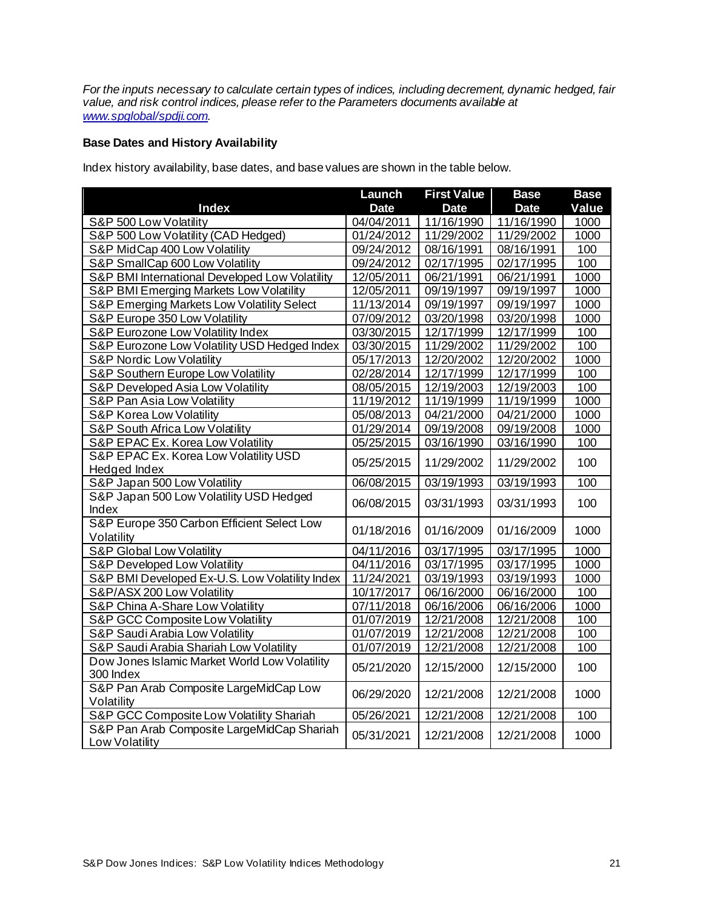*For the inputs necessary to calculate certain types of indices, including decrement, dynamic hedged, fair value, and risk control indices, please refer to the Parameters documents available at [www.spglobal/spdji.com](www.spglobal/spdji.com).*

**Base Dates and History Availability**

Index history availability, base dates, and base values are shown in the table below.

| Index | Launch Date | First Value Date | Base Date | Base Value |
|---|---|---|---|---|
| S&P 500 Low Volatility | 04/04/2011 | 11/16/1990 | 11/16/1990 | 1000 |
| S&P 500 Low Volatility (CAD Hedged) | 01/24/2012 | 11/29/2002 | 11/29/2002 | 1000 |
| S&P MidCap 400 Low Volatility | 09/24/2012 | 08/16/1991 | 08/16/1991 | 100 |
| S&P SmallCap 600 Low Volatility | 09/24/2012 | 02/17/1995 | 02/17/1995 | 100 |
| S&P BMI International Developed Low Volatility | 12/05/2011 | 06/21/1991 | 06/21/1991 | 1000 |
| S&P BMI Emerging Markets Low Volatility | 12/05/2011 | 09/19/1997 | 09/19/1997 | 1000 |
| S&P Emerging Markets Low Volatility Select | 11/13/2014 | 09/19/1997 | 09/19/1997 | 1000 |
| S&P Europe 350 Low Volatility | 07/09/2012 | 03/20/1998 | 03/20/1998 | 1000 |
| S&P Eurozone Low Volatility Index | 03/30/2015 | 12/17/1999 | 12/17/1999 | 100 |
| S&P Eurozone Low Volatility USD Hedged Index | 03/30/2015 | 11/29/2002 | 11/29/2002 | 100 |
| S&P Nordic Low Volatility | 05/17/2013 | 12/20/2002 | 12/20/2002 | 1000 |
| S&P Southern Europe Low Volatility | 02/28/2014 | 12/17/1999 | 12/17/1999 | 100 |
| S&P Developed Asia Low Volatility | 08/05/2015 | 12/19/2003 | 12/19/2003 | 100 |
| S&P Pan Asia Low Volatility | 11/19/2012 | 11/19/1999 | 11/19/1999 | 1000 |
| S&P Korea Low Volatility | 05/08/2013 | 04/21/2000 | 04/21/2000 | 1000 |
| S&P South Africa Low Volatility | 01/29/2014 | 09/19/2008 | 09/19/2008 | 1000 |
| S&P EPAC Ex. Korea Low Volatility | 05/25/2015 | 03/16/1990 | 03/16/1990 | 100 |
| S&P EPAC Ex. Korea Low Volatility USD Hedged Index | 05/25/2015 | 11/29/2002 | 11/29/2002 | 100 |
| S&P Japan 500 Low Volatility | 06/08/2015 | 03/19/1993 | 03/19/1993 | 100 |
| S&P Japan 500 Low Volatility USD Hedged Index | 06/08/2015 | 03/31/1993 | 03/31/1993 | 100 |
| S&P Europe 350 Carbon Efficient Select Low Volatility | 01/18/2016 | 01/16/2009 | 01/16/2009 | 1000 |
| S&P Global Low Volatility | 04/11/2016 | 03/17/1995 | 03/17/1995 | 1000 |
| S&P Developed Low Volatility | 04/11/2016 | 03/17/1995 | 03/17/1995 | 1000 |
| S&P BMI Developed Ex-U.S. Low Volatility Index | 11/24/2021 | 03/19/1993 | 03/19/1993 | 1000 |
| S&P/ASX 200 Low Volatility | 10/17/2017 | 06/16/2000 | 06/16/2000 | 100 |
| S&P China A-Share Low Volatility | 07/11/2018 | 06/16/2006 | 06/16/2006 | 1000 |
| S&P GCC Composite Low Volatility | 01/07/2019 | 12/21/2008 | 12/21/2008 | 100 |
| S&P Saudi Arabia Low Volatility | 01/07/2019 | 12/21/2008 | 12/21/2008 | 100 |
| S&P Saudi Arabia Shariah Low Volatility | 01/07/2019 | 12/21/2008 | 12/21/2008 | 100 |
| Dow Jones Islamic Market World Low Volatility 300 Index | 05/21/2020 | 12/15/2000 | 12/15/2000 | 100 |
| S&P Pan Arab Composite LargeMidCap Low Volatility | 06/29/2020 | 12/21/2008 | 12/21/2008 | 1000 |
| S&P GCC Composite Low Volatility Shariah | 05/26/2021 | 12/21/2008 | 12/21/2008 | 100 |
| S&P Pan Arab Composite LargeMidCap Shariah Low Volatility | 05/31/2021 | 12/21/2008 | 12/21/2008 | 1000 |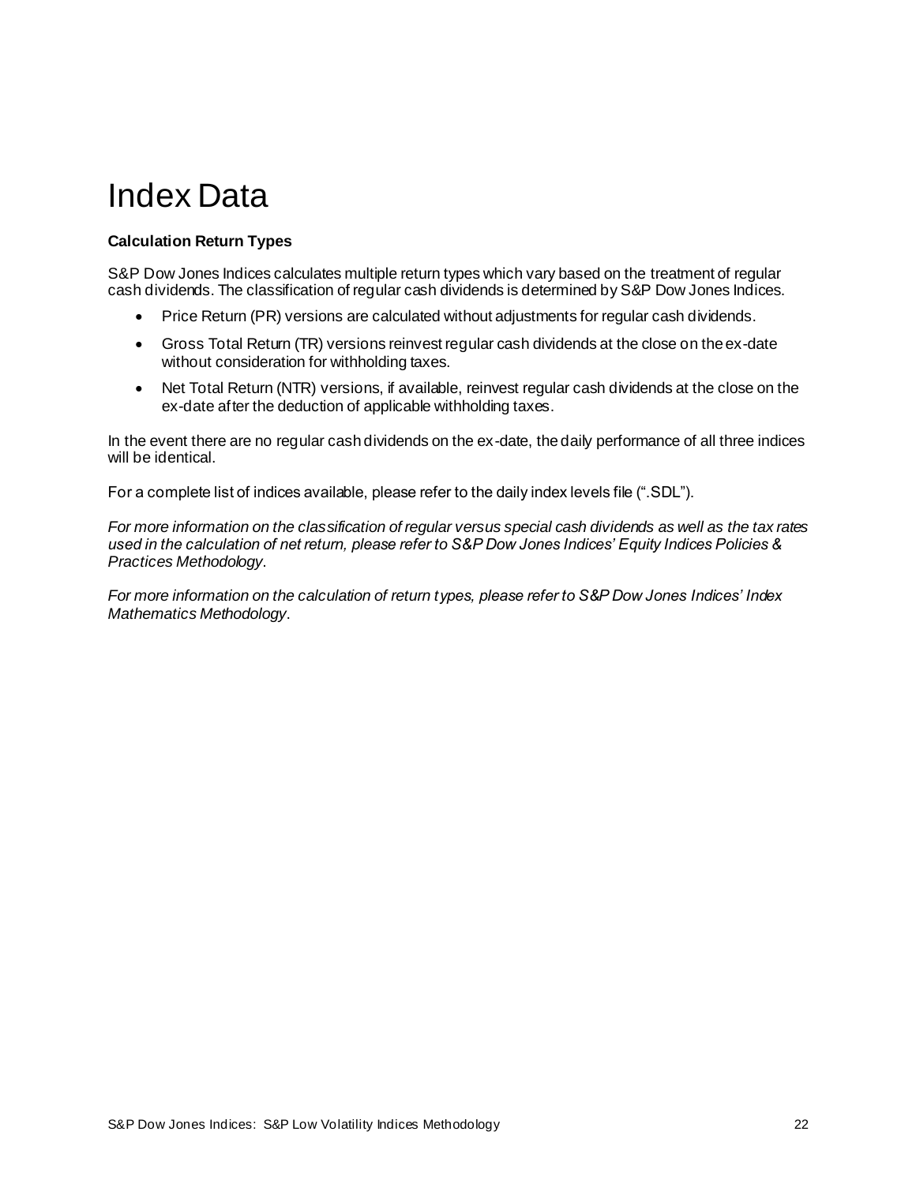# Index Data

**Calculation Return Types**

S&P Dow Jones Indices calculates multiple return types which vary based on the treatment of regular cash dividends. The classification of regular cash dividends is determined by S&P Dow Jones Indices.

- Price Return (PR) versions are calculated without adjustments for regular cash dividends.
- Gross Total Return (TR) versions reinvest regular cash dividends at the close on the ex-date without consideration for withholding taxes.
- Net Total Return (NTR) versions, if available, reinvest regular cash dividends at the close on the ex-date after the deduction of applicable withholding taxes.

In the event there are no regular cash dividends on the ex-date, the daily performance of all three indices will be identical.

For a complete list of indices available, please refer to the daily index levels file (".SDL").

*For more information on the classification of regular versus special cash dividends as well as the tax rates used in the calculation of net return, please refer to S&P Dow Jones Indices' Equity Indices Policies & Practices Methodology*.

*For more information on the calculation of return types, please refer to S&P Dow Jones Indices' Index Mathematics Methodology*.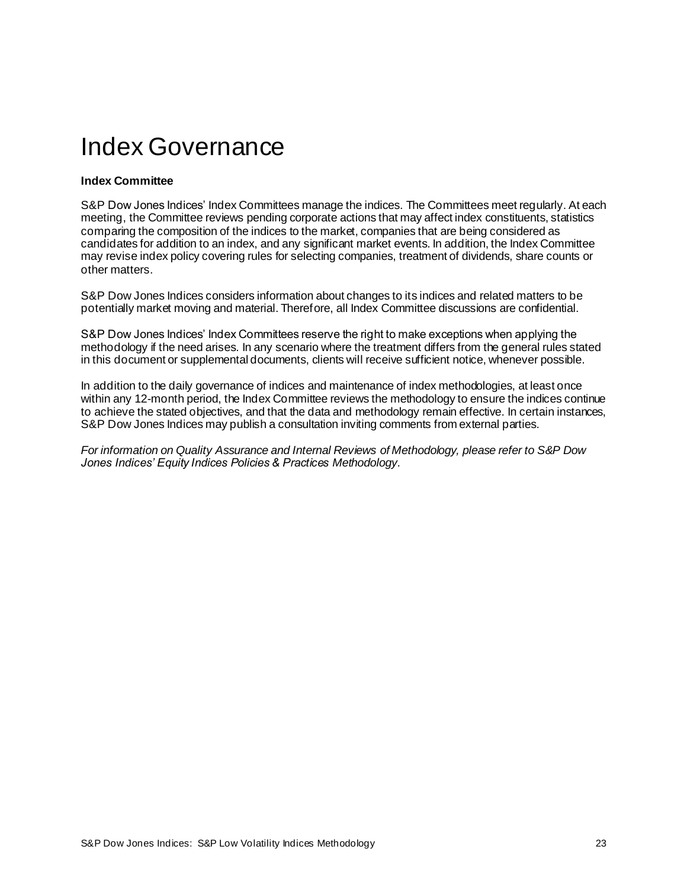# Index Governance

**Index Committee**

S&P Dow Jones Indices' Index Committees manage the indices. The Committees meet regularly. At each meeting, the Committee reviews pending corporate actions that may affect index constituents, statistics comparing the composition of the indices to the market, companies that are being considered as candidates for addition to an index, and any significant market events. In addition, the Index Committee may revise index policy covering rules for selecting companies, treatment of dividends, share counts or other matters.

S&P Dow Jones Indices considers information about changes to its indices and related matters to be potentially market moving and material. Therefore, all Index Committee discussions are confidential.

S&P Dow Jones Indices' Index Committees reserve the right to make exceptions when applying the methodology if the need arises. In any scenario where the treatment differs from the general rules stated in this document or supplemental documents, clients will receive sufficient notice, whenever possible.

In addition to the daily governance of indices and maintenance of index methodologies, at least once within any 12-month period, the Index Committee reviews the methodology to ensure the indices continue to achieve the stated objectives, and that the data and methodology remain effective. In certain instances, S&P Dow Jones Indices may publish a consultation inviting comments from external parties.

*For information on Quality Assurance and Internal Reviews of Methodology, please refer to S&P Dow Jones Indices' Equity Indices Policies & Practices Methodology.*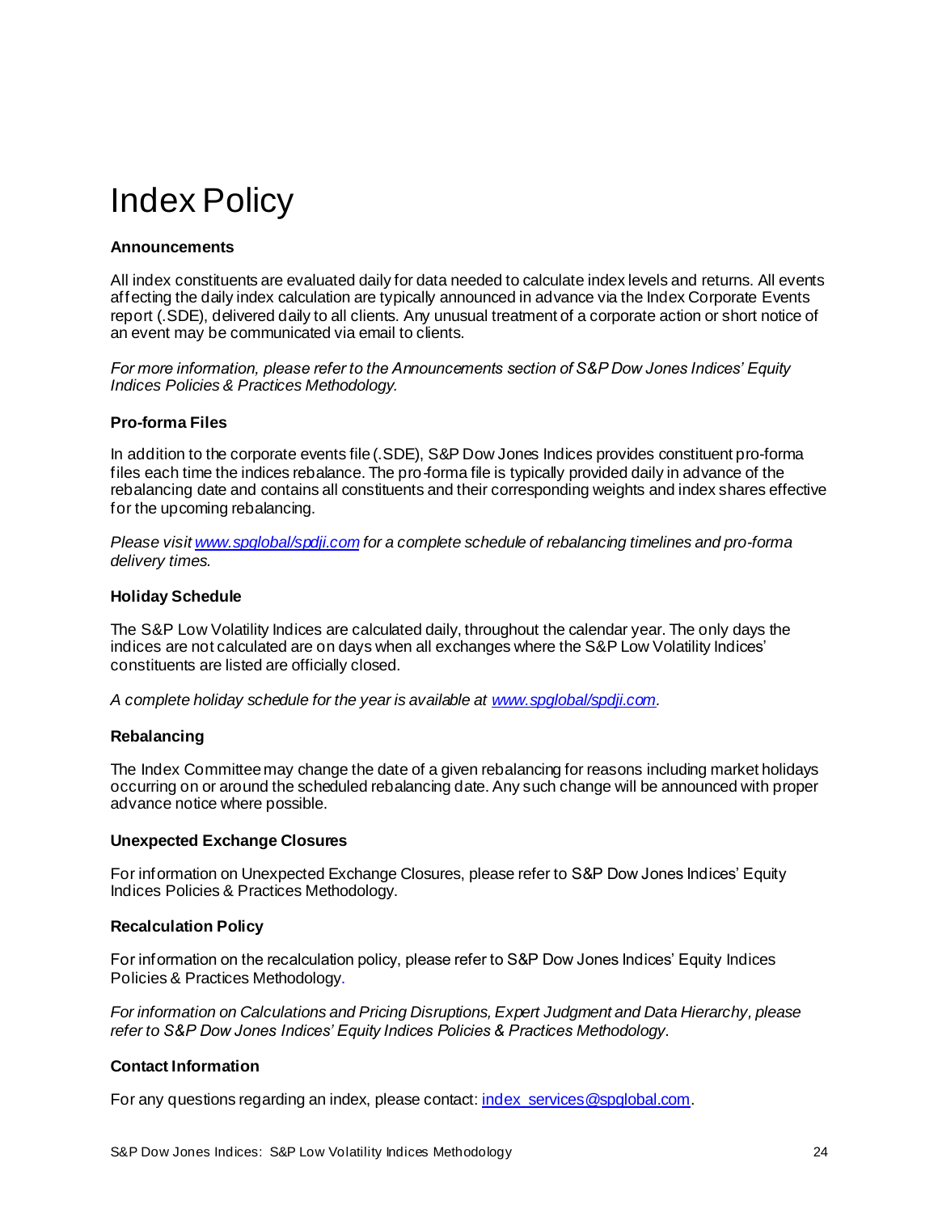# Index Policy

### Announcements

All index constituents are evaluated daily for data needed to calculate index levels and returns. All events affecting the daily index calculation are typically announced in advance via the Index Corporate Events report (.SDE), delivered daily to all clients. Any unusual treatment of a corporate action or short notice of an event may be communicated via email to clients.

*For more information, please refer to the Announcements section of S&P Dow Jones Indices' Equity Indices Policies & Practices Methodology.*

### Pro-forma Files

In addition to the corporate events file (.SDE), S&P Dow Jones Indices provides constituent pro-forma files each time the indices rebalance. The pro-forma file is typically provided daily in advance of the rebalancing date and contains all constituents and their corresponding weights and index shares effective for the upcoming rebalancing.

*Please visit [www.spglobal/spdji.com](www.spglobal/spdji.com) for a complete schedule of rebalancing timelines and pro-forma delivery times.*

### Holiday Schedule

The S&P Low Volatility Indices are calculated daily, throughout the calendar year. The only days the indices are not calculated are on days when all exchanges where the S&P Low Volatility Indices' constituents are listed are officially closed.

*A complete holiday schedule for the year is available at [www.spglobal/spdji.com](www.spglobal/spdji.com).*

### Rebalancing

The Index Committee may change the date of a given rebalancing for reasons including market holidays occurring on or around the scheduled rebalancing date. Any such change will be announced with proper advance notice where possible.

### Unexpected Exchange Closures

For information on Unexpected Exchange Closures, please refer to S&P Dow Jones Indices' Equity Indices Policies & Practices Methodology.

### Recalculation Policy

For information on the recalculation policy, please refer to S&P Dow Jones Indices' Equity Indices Policies & Practices Methodology.

*For information on Calculations and Pricing Disruptions, Expert Judgment and Data Hierarchy, please refer to S&P Dow Jones Indices' Equity Indices Policies & Practices Methodology.*

### Contact Information

For any questions regarding an index, please contact: [index_services@spglobal.com](mailto:index_services@spglobal.com).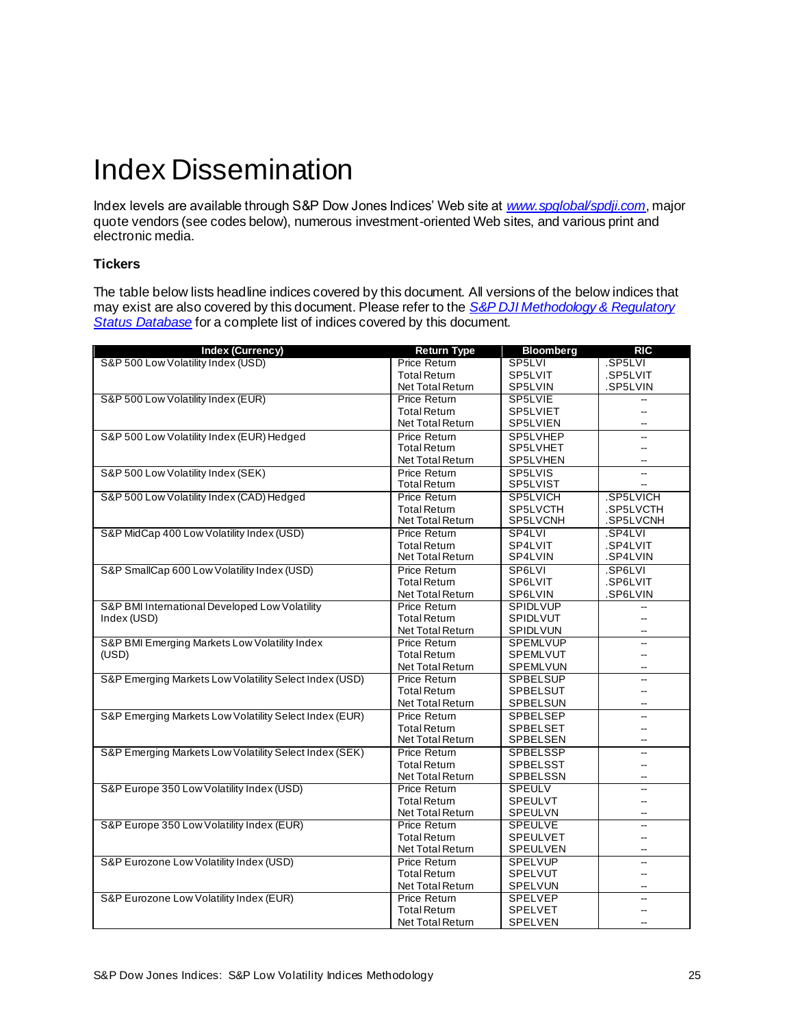# Index Dissemination

Index levels are available through S&P Dow Jones Indices' Web site at *[www.spglobal/spdji.com](www.spglobal/spdji.com)*, major quote vendors (see codes below), numerous investment-oriented Web sites, and various print and electronic media.

### Tickers

The table below lists headline indices covered by this document. All versions of the below indices that may exist are also covered by this document. Please refer to the *S&P DJI Methodology & Regulatory Status Database* for a complete list of indices covered by this document.

| Index (Currency) | Return Type | Bloomberg | RIC |
|---|---|---|---|
| S&P 500 Low Volatility Index (USD) | Price Return | SP5LVI | .SP5LVI |
| | Total Return | SP5LVIT | .SP5LVIT |
| | Net Total Return | SP5LVIN | .SP5LVIN |
| S&P 500 Low Volatility Index (EUR) | Price Return | SP5LVIE | -- |
| | Total Return | SP5LVIET | -- |
| | Net Total Return | SP5LVIEN | -- |
| S&P 500 Low Volatility Index (EUR) Hedged | Price Return | SP5LVHEP | -- |
| | Total Return | SP5LVHET | -- |
| | Net Total Return | SP5LVHEN | -- |
| S&P 500 Low Volatility Index (SEK) | Price Return | SP5LVIS | -- |
| | Total Return | SP5LVIST | -- |
| S&P 500 Low Volatility Index (CAD) Hedged | Price Return | SP5LVICH | .SP5LVICH |
| | Total Return | SP5LVCTH | .SP5LVCTH |
| | Net Total Return | SP5LVCNH | .SP5LVCNH |
| S&P MidCap 400 Low Volatility Index (USD) | Price Return | SP4LVI | .SP4LVI |
| | Total Return | SP4LVIT | .SP4LVIT |
| | Net Total Return | SP4LVIN | .SP4LVIN |
| S&P SmallCap 600 Low Volatility Index (USD) | Price Return | SP6LVI | .SP6LVI |
| | Total Return | SP6LVIT | .SP6LVIT |
| | Net Total Return | SP6LVIN | .SP6LVIN |
| S&P BMI International Developed Low Volatility Index (USD) | Price Return | SPIDLVUP | -- |
| | Total Return | SPIDLVUT | -- |
| | Net Total Return | SPIDLVUN | -- |
| S&P BMI Emerging Markets Low Volatility Index (USD) | Price Return | SPEMLVUP | -- |
| | Total Return | SPEMLVUT | -- |
| | Net Total Return | SPEMLVUN | -- |
| S&P Emerging Markets Low Volatility Select Index (USD) | Price Return | SPBELSUP | -- |
| | Total Return | SPBELSUT | -- |
| | Net Total Return | SPBELSUN | -- |
| S&P Emerging Markets Low Volatility Select Index (EUR) | Price Return | SPBELSEP | -- |
| | Total Return | SPBELSET | -- |
| | Net Total Return | SPBELSEN | -- |
| S&P Emerging Markets Low Volatility Select Index (SEK) | Price Return | SPBELSSP | -- |
| | Total Return | SPBELSST | -- |
| | Net Total Return | SPBELSSN | -- |
| S&P Europe 350 Low Volatility Index (USD) | Price Return | SPEULV | -- |
| | Total Return | SPEULVT | -- |
| | Net Total Return | SPEULVN | -- |
| S&P Europe 350 Low Volatility Index (EUR) | Price Return | SPEULVE | -- |
| | Total Return | SPEULVET | -- |
| | Net Total Return | SPEULVEN | -- |
| S&P Eurozone Low Volatility Index (USD) | Price Return | SPELVUP | -- |
| | Total Return | SPELVUT | -- |
| | Net Total Return | SPELVUN | -- |
| S&P Eurozone Low Volatility Index (EUR) | Price Return | SPELVEP | -- |
| | Total Return | SPELVET | -- |
| | Net Total Return | SPELVEN | -- |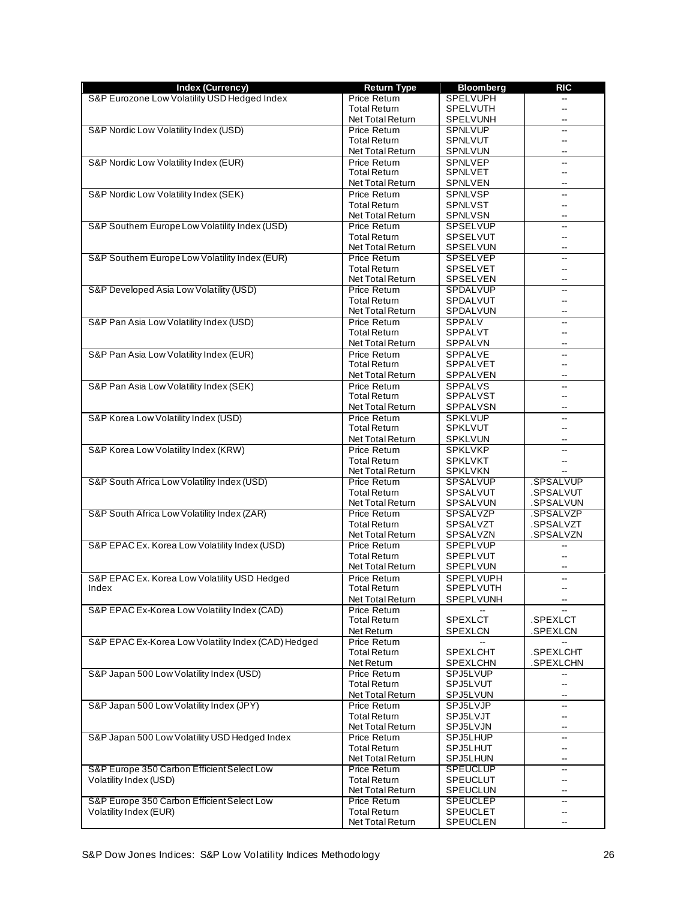| Index (Currency) | Return Type | Bloomberg | RIC |
|---|---|---|---|
| S&P Eurozone Low Volatility USD Hedged Index | Price Return | SPELVUPH | -- |
| | Total Return | SPELVUTH | -- |
| | Net Total Return | SPELVUNH | -- |
| S&P Nordic Low Volatility Index (USD) | Price Return | SPNLVUP | -- |
| | Total Return | SPNLVUT | -- |
| | Net Total Return | SPNLVUN | -- |
| S&P Nordic Low Volatility Index (EUR) | Price Return | SPNLVEP | -- |
| | Total Return | SPNLVET | -- |
| | Net Total Return | SPNLVEN | -- |
| S&P Nordic Low Volatility Index (SEK) | Price Return | SPNLVSP | -- |
| | Total Return | SPNLVST | -- |
| | Net Total Return | SPNLVSN | -- |
| S&P Southern Europe Low Volatility Index (USD) | Price Return | SPSELVUP | -- |
| | Total Return | SPSELVUT | -- |
| | Net Total Return | SPSELVUN | -- |
| S&P Southern Europe Low Volatility Index (EUR) | Price Return | SPSELVEP | -- |
| | Total Return | SPSELVET | -- |
| | Net Total Return | SPSELVEN | -- |
| S&P Developed Asia Low Volatility (USD) | Price Return | SPDALVUP | -- |
| | Total Return | SPDALVUT | -- |
| | Net Total Return | SPDALVUN | -- |
| S&P Pan Asia Low Volatility Index (USD) | Price Return | SPPALV | -- |
| | Total Return | SPPALVT | -- |
| | Net Total Return | SPPALVN | -- |
| S&P Pan Asia Low Volatility Index (EUR) | Price Return | SPPALVE | -- |
| | Total Return | SPPALVET | -- |
| | Net Total Return | SPPALVEN | -- |
| S&P Pan Asia Low Volatility Index (SEK) | Price Return | SPPALVS | -- |
| | Total Return | SPPALVST | -- |
| | Net Total Return | SPPALVSN | -- |
| S&P Korea Low Volatility Index (USD) | Price Return | SPKLVUP | -- |
| | Total Return | SPKLVUT | -- |
| | Net Total Return | SPKLVUN | -- |
| S&P Korea Low Volatility Index (KRW) | Price Return | SPKLVKP | -- |
| | Total Return | SPKLVKT | -- |
| | Net Total Return | SPKLVKN | -- |
| S&P South Africa Low Volatility Index (USD) | Price Return | SPSALVUP | .SPSALVUP |
| | Total Return | SPSALVUT | .SPSALVUT |
| | Net Total Return | SPSALVUN | .SPSALVUN |
| S&P South Africa Low Volatility Index (ZAR) | Price Return | SPSALVZP | .SPSALVZP |
| | Total Return | SPSALVZT | .SPSALVZT |
| | Net Total Return | SPSALVZN | .SPSALVZN |
| S&P EPAC Ex. Korea Low Volatility Index (USD) | Price Return | SPEPLVUP | -- |
| | Total Return | SPEPLVUT | -- |
| | Net Total Return | SPEPLVUN | -- |
| S&P EPAC Ex. Korea Low Volatility USD Hedged Index | Price Return | SPEPLVUPH | -- |
| | Total Return | SPEPLVUTH | -- |
| | Net Total Return | SPEPLVUNH | -- |
| S&P EPAC Ex-Korea Low Volatility Index (CAD) | Price Return | -- | -- |
| | Total Return | SPEXLCT | .SPEXLCT |
| | Net Return | SPEXLCN | .SPEXLCN |
| S&P EPAC Ex-Korea Low Volatility Index (CAD) Hedged | Price Return | -- | -- |
| | Total Return | SPEXLCHT | .SPEXLCHT |
| | Net Return | SPEXLCHN | .SPEXLCHN |
| S&P Japan 500 Low Volatility Index (USD) | Price Return | SPJ5LVUP | -- |
| | Total Return | SPJ5LVUT | -- |
| | Net Total Return | SPJ5LVUN | -- |
| S&P Japan 500 Low Volatility Index (JPY) | Price Return | SPJ5LVJP | -- |
| | Total Return | SPJ5LVJT | -- |
| | Net Total Return | SPJ5LVJN | -- |
| S&P Japan 500 Low Volatility USD Hedged Index | Price Return | SPJ5LHUP | -- |
| | Total Return | SPJ5LHUT | -- |
| | Net Total Return | SPJ5LHUN | -- |
| S&P Europe 350 Carbon Efficient Select Low Volatility Index (USD) | Price Return | SPEUCLUP | -- |
| | Total Return | SPEUCLUT | -- |
| | Net Total Return | SPEUCLUN | -- |
| S&P Europe 350 Carbon Efficient Select Low Volatility Index (EUR) | Price Return | SPEUCLEP | -- |
| | Total Return | SPEUCLET | -- |
| | Net Total Return | SPEUCLEN | -- |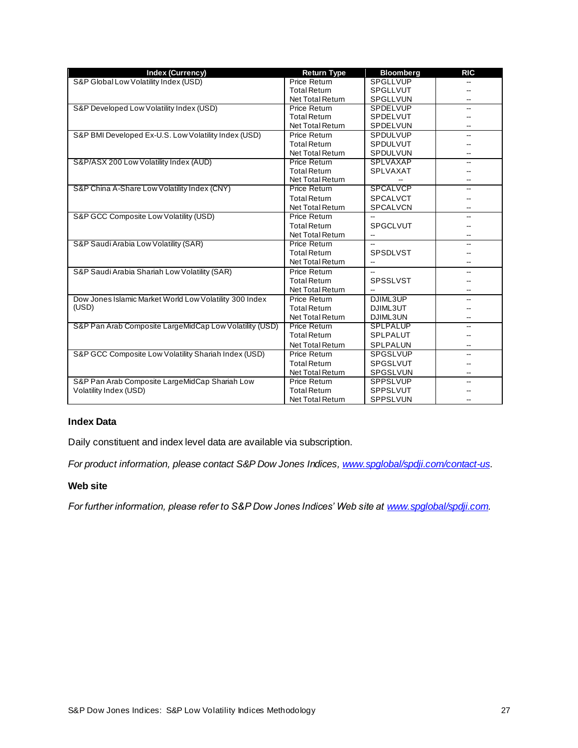| Index (Currency) | Return Type | Bloomberg | RIC |
|---|---|---|---|
| S&P Global Low Volatility Index (USD) | Price Return | SPGLLVUP | -- |
| | Total Return | SPGLLVUT | -- |
| | Net Total Return | SPGLLVUN | -- |
| S&P Developed Low Volatility Index (USD) | Price Return | SPDELVUP | -- |
| | Total Return | SPDELVUT | -- |
| | Net Total Return | SPDELVUN | -- |
| S&P BMI Developed Ex-U.S. Low Volatility Index (USD) | Price Return | SPDULVUP | -- |
| | Total Return | SPDULVUT | -- |
| | Net Total Return | SPDULVUN | -- |
| S&P/ASX 200 Low Volatility Index (AUD) | Price Return | SPLVAXAP | -- |
| | Total Return | SPLVAXAT | -- |
| | Net Total Return | -- | -- |
| S&P China A-Share Low Volatility Index (CNY) | Price Return | SPCALVCP | -- |
| | Total Return | SPCALVCT | -- |
| | Net Total Return | SPCALVCN | -- |
| S&P GCC Composite Low Volatility (USD) | Price Return | -- | -- |
| | Total Return | SPGCLVUT | -- |
| | Net Total Return | -- | -- |
| S&P Saudi Arabia Low Volatility (SAR) | Price Return | -- | -- |
| | Total Return | SPSDLVST | -- |
| | Net Total Return | -- | -- |
| S&P Saudi Arabia Shariah Low Volatility (SAR) | Price Return | -- | -- |
| | Total Return | SPSSLVST | -- |
| | Net Total Return | -- | -- |
| Dow Jones Islamic Market World Low Volatility 300 Index (USD) | Price Return | DJIML3UP | -- |
| | Total Return | DJIML3UT | -- |
| | Net Total Return | DJIML3UN | -- |
| S&P Pan Arab Composite LargeMidCap Low Volatility (USD) | Price Return | SPLPALUP | -- |
| | Total Return | SPLPALUT | -- |
| | Net Total Return | SPLPALUN | -- |
| S&P GCC Composite Low Volatility Shariah Index (USD) | Price Return | SPGSLVUP | -- |
| | Total Return | SPGSLVUT | -- |
| | Net Total Return | SPGSLVUN | -- |
| S&P Pan Arab Composite LargeMidCap Shariah Low Volatility Index (USD) | Price Return | SPPSLVUP | -- |
| | Total Return | SPPSLVUT | -- |
| | Net Total Return | SPPSLVUN | -- |

### Index Data

Daily constituent and index level data are available via subscription.

*For product information, please contact S&P Dow Jones Indices, [www.spglobal/spdji.com/contact-us](www.spglobal/spdji.com/contact-us).*

### Web site

*For further information, please refer to S&P Dow Jones Indices' Web site at [www.spglobal/spdji.com](www.spglobal/spdji.com).*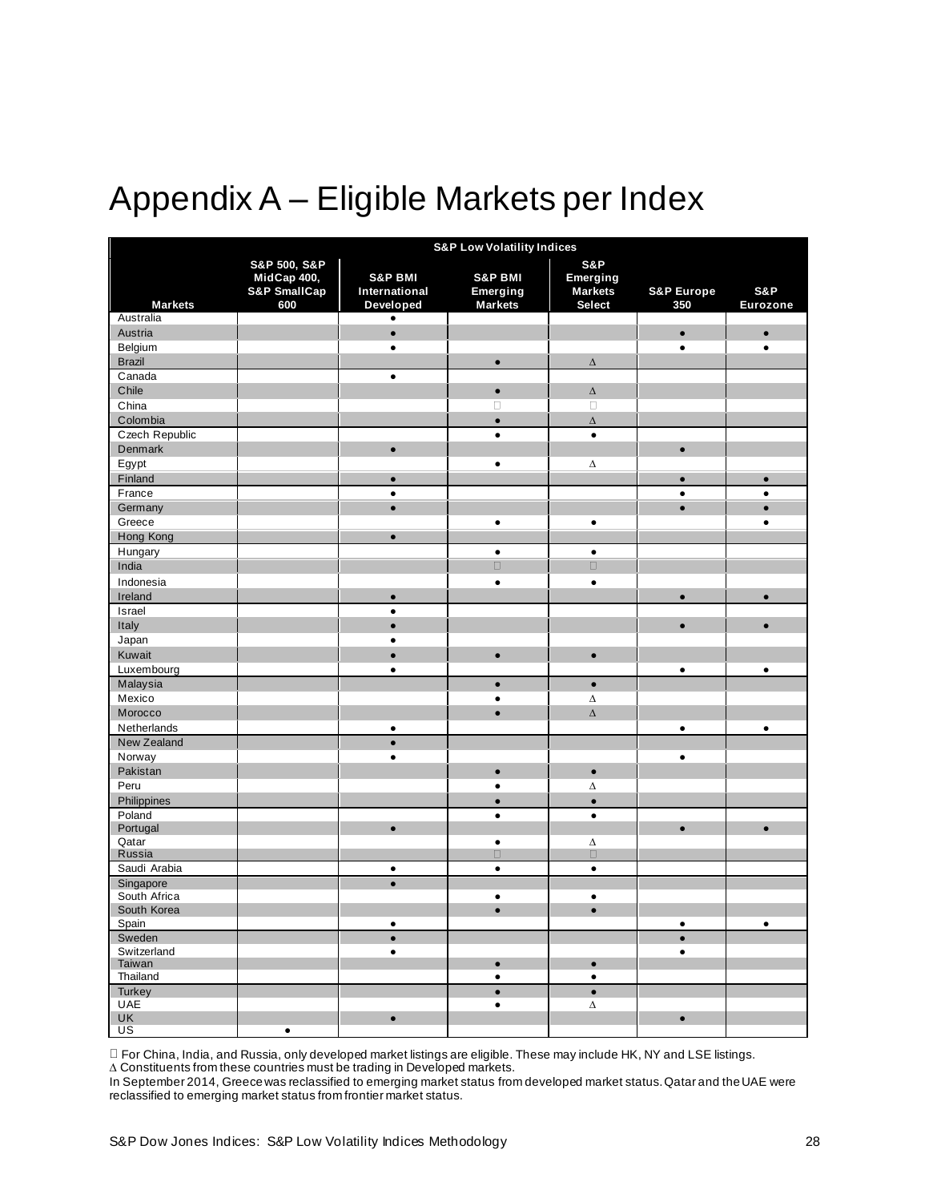# Appendix A – Eligible Markets per Index

| | S&P Low Volatility Indices | | | | | |
|---|---|---|---|---|---|---|
| **Markets** | **S&P 500, S&P MidCap 400, S&P SmallCap 600** | **S&P BMI International Developed** | **S&P BMI Emerging Markets** | **S&P Emerging Markets Select** | **S&P Europe 350** | **S&P Eurozone** |
| Australia | | ● | | | | |
| Austria | | ● | | | ● | ● |
| Belgium | | ● | | | ● | ● |
| Brazil | | | ● | ∆ | | |
| Canada | | ● | | | | |
| Chile | | | ● | ∆ | | |
| China | | | □ | □ | | |
| Colombia | | | ● | ∆ | | |
| Czech Republic | | | ● | ● | | |
| Denmark | | ● | | | ● | |
| Egypt | | | ● | ∆ | | |
| Finland | | ● | | | ● | ● |
| France | | ● | | | ● | ● |
| Germany | | ● | | | ● | ● |
| Greece | | | ● | ● | | ● |
| Hong Kong | | ● | | | | |
| Hungary | | | ● | ● | | |
| India | | | □ | □ | | |
| Indonesia | | | ● | ● | | |
| Ireland | | ● | | | ● | ● |
| Israel | | ● | | | | |
| Italy | | ● | | | ● | ● |
| Japan | | ● | | | | |
| Kuwait | | ● | ● | ● | | |
| Luxembourg | | ● | | | ● | ● |
| Malaysia | | | ● | ● | | |
| Mexico | | | ● | ∆ | | |
| Morocco | | | ● | ∆ | | |
| Netherlands | | ● | | | ● | ● |
| New Zealand | | ● | | | | |
| Norway | | ● | | | ● | |
| Pakistan | | | ● | ● | | |
| Peru | | | ● | ∆ | | |
| Philippines | | | ● | ● | | |
| Poland | | | ● | ● | | |
| Portugal | | ● | | | ● | ● |
| Qatar | | | ● | ∆ | | |
| Russia | | | □ | □ | | |
| Saudi Arabia | | ● | ● | ● | | |
| Singapore | | ● | | | | |
| South Africa | | | ● | ● | | |
| South Korea | | | ● | ● | | |
| Spain | | ● | | | ● | ● |
| Sweden | | ● | | | ● | |
| Switzerland | | ● | | | ● | |
| Taiwan | | | ● | ● | | |
| Thailand | | | ● | ● | | |
| Turkey | | | ● | ● | | |
| UAE | | | ● | ∆ | | |
| UK | | ● | | | ● | |
| US | ● | | | | | |

□ For China, India, and Russia, only developed market listings are eligible. These may include HK, NY and LSE listings.
∆ Constituents from these countries must be trading in Developed markets.
In September 2014, Greece was reclassified to emerging market status from developed market status. Qatar and the UAE were reclassified to emerging market status from frontier market status.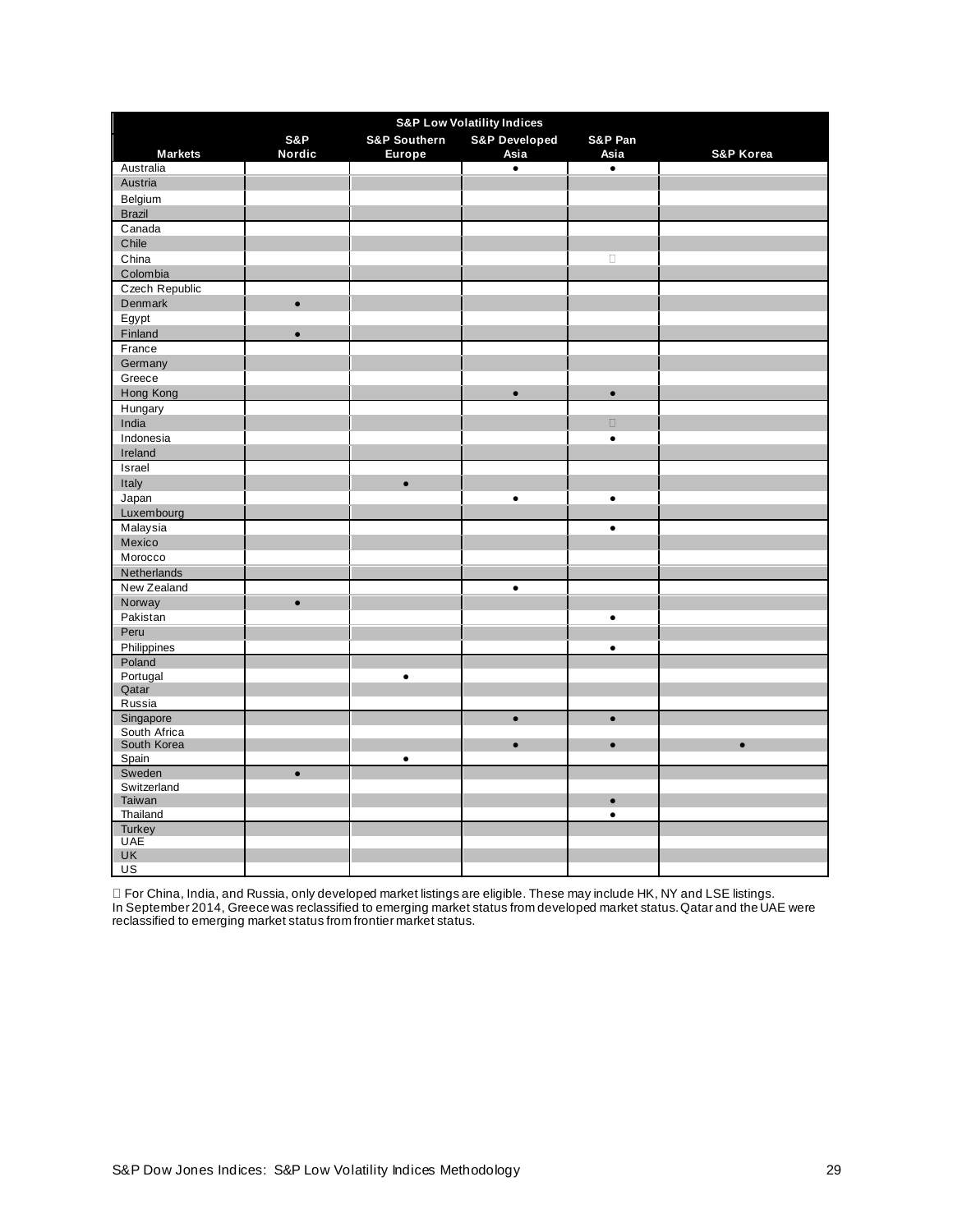| S&P Low Volatility Indices | | | | | |
|---|---|---|---|---|---|
| **Markets** | **S&P Nordic** | **S&P Southern Europe** | **S&P Developed Asia** | **S&P Pan Asia** | **S&P Korea** |
| Australia | | | ● | ● | |
| Austria | | | | | |
| Belgium | | | | | |
| Brazil | | | | | |
| Canada | | | | | |
| Chile | | | | | |
| China | | | | ▯ | |
| Colombia | | | | | |
| Czech Republic | | | | | |
| Denmark | ● | | | | |
| Egypt | | | | | |
| Finland | ● | | | | |
| France | | | | | |
| Germany | | | | | |
| Greece | | | | | |
| Hong Kong | | | ● | ● | |
| Hungary | | | | | |
| India | | | | ▯ | |
| Indonesia | | | | ● | |
| Ireland | | | | | |
| Israel | | | | | |
| Italy | | ● | | | |
| Japan | | | ● | ● | |
| Luxembourg | | | | | |
| Malaysia | | | | ● | |
| Mexico | | | | | |
| Morocco | | | | | |
| Netherlands | | | | | |
| New Zealand | | | ● | | |
| Norway | ● | | | | |
| Pakistan | | | | ● | |
| Peru | | | | | |
| Philippines | | | | ● | |
| Poland | | | | | |
| Portugal | | ● | | | |
| Qatar | | | | | |
| Russia | | | | | |
| Singapore | | | ● | ● | |
| South Africa | | | | | |
| South Korea | | | ● | ● | ● |
| Spain | | ● | | | |
| Sweden | ● | | | | |
| Switzerland | | | | | |
| Taiwan | | | | ● | |
| Thailand | | | | ● | |
| Turkey | | | | | |
| UAE | | | | | |
| UK | | | | | |
| US | | | | | |

▯ For China, India, and Russia, only developed market listings are eligible. These may include HK, NY and LSE listings.
In September 2014, Greece was reclassified to emerging market status from developed market status. Qatar and the UAE were reclassified to emerging market status from frontier market status.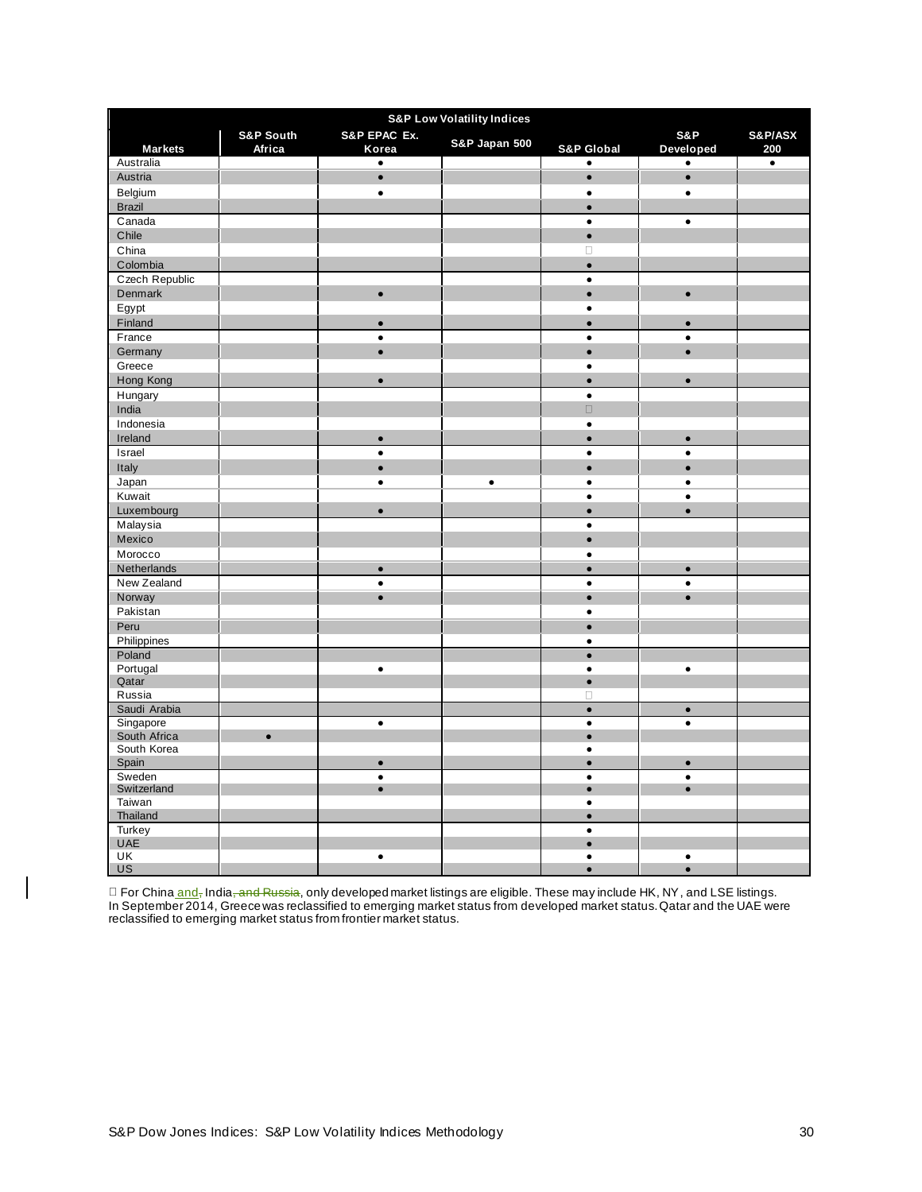| S&P Low Volatility Indices | | | | | | |
|---|---|---|---|---|---|---|
| **Markets** | **S&P South Africa** | **S&P EPAC Ex. Korea** | **S&P Japan 500** | **S&P Global** | **S&P Developed** | **S&P/ASX 200** |
| Australia | | ● | | ● | ● | ● |
| Austria | | ● | | ● | ● | |
| Belgium | | ● | | ● | ● | |
| Brazil | | | | ● | | |
| Canada | | | | ● | ● | |
| Chile | | | | ● | | |
| China | | | | □ | | |
| Colombia | | | | ● | | |
| Czech Republic | | | | ● | | |
| Denmark | | ● | | ● | ● | |
| Egypt | | | | ● | | |
| Finland | | ● | | ● | ● | |
| France | | ● | | ● | ● | |
| Germany | | ● | | ● | ● | |
| Greece | | | | ● | | |
| Hong Kong | | ● | | ● | ● | |
| Hungary | | | | ● | | |
| India | | | | □ | | |
| Indonesia | | | | ● | | |
| Ireland | | ● | | ● | ● | |
| Israel | | ● | | ● | ● | |
| Italy | | ● | | ● | ● | |
| Japan | | ● | ● | ● | ● | |
| Kuwait | | | | ● | ● | |
| Luxembourg | | ● | | ● | ● | |
| Malaysia | | | | ● | | |
| Mexico | | | | ● | | |
| Morocco | | | | ● | | |
| Netherlands | | ● | | ● | ● | |
| New Zealand | | ● | | ● | ● | |
| Norway | | ● | | ● | ● | |
| Pakistan | | | | ● | | |
| Peru | | | | ● | | |
| Philippines | | | | ● | | |
| Poland | | | | ● | | |
| Portugal | | ● | | ● | ● | |
| Qatar | | | | ● | | |
| Russia | | | | □ | | |
| Saudi Arabia | | | | ● | ● | |
| Singapore | | ● | | ● | ● | |
| South Africa | ● | | | ● | | |
| South Korea | | | | ● | | |
| Spain | | ● | | ● | ● | |
| Sweden | | ● | | ● | ● | |
| Switzerland | | ● | | ● | ● | |
| Taiwan | | | | ● | | |
| Thailand | | | | ● | | |
| Turkey | | | | ● | | |
| UAE | | | | ● | | |
| UK | | ● | | ● | ● | |
| US | | | | ● | ● | |

□ For China and, India, and Russia, only developed market listings are eligible. These may include HK, NY, and LSE listings.
In September 2014, Greece was reclassified to emerging market status from developed market status. Qatar and the UAE were reclassified to emerging market status from frontier market status.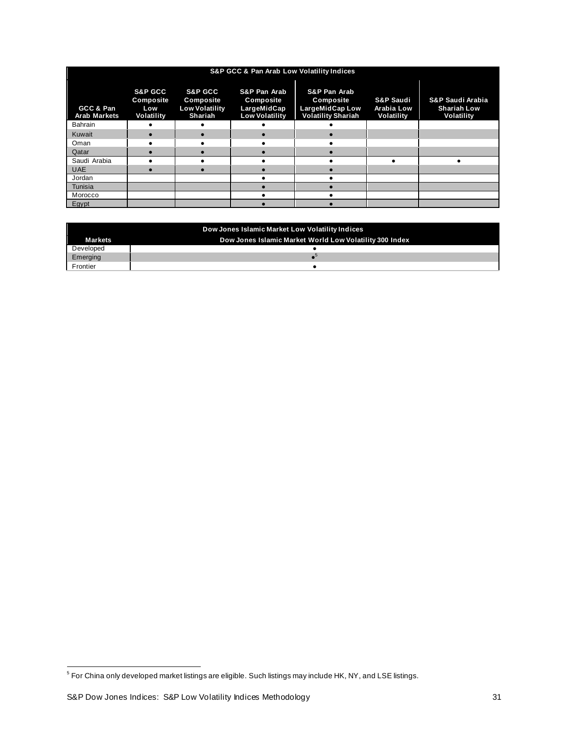| S&P GCC & Pan Arab Low Volatility Indices | | | | | | |
|---|---|---|---|---|---|---|
| GCC & Pan Arab Markets | S&P GCC Composite Low Volatility | S&P GCC Composite Low Volatility Shariah | S&P Pan Arab Composite LargeMidCap Low Volatility | S&P Pan Arab Composite LargeMidCap Low Volatility Shariah | S&P Saudi Arabia Low Volatility | S&P Saudi Arabia Shariah Low Volatility |
| Bahrain | ● | ● | ● | ● | | |
| Kuwait | ● | ● | ● | ● | | |
| Oman | ● | ● | ● | ● | | |
| Qatar | ● | ● | ● | ● | | |
| Saudi Arabia | ● | ● | ● | ● | ● | ● |
| UAE | ● | ● | ● | ● | | |
| Jordan | | | ● | ● | | |
| Tunisia | | | ● | ● | | |
| Morocco | | | ● | ● | | |
| Egypt | | | ● | ● | | |

| Dow Jones Islamic Market Low Volatility Indices | |
|---|---|
| Markets | Dow Jones Islamic Market World Low Volatility 300 Index |
| Developed | ● |
| Emerging | ●[5] |
| Frontier | ● |

[5] For China only developed market listings are eligible. Such listings may include HK, NY, and LSE listings.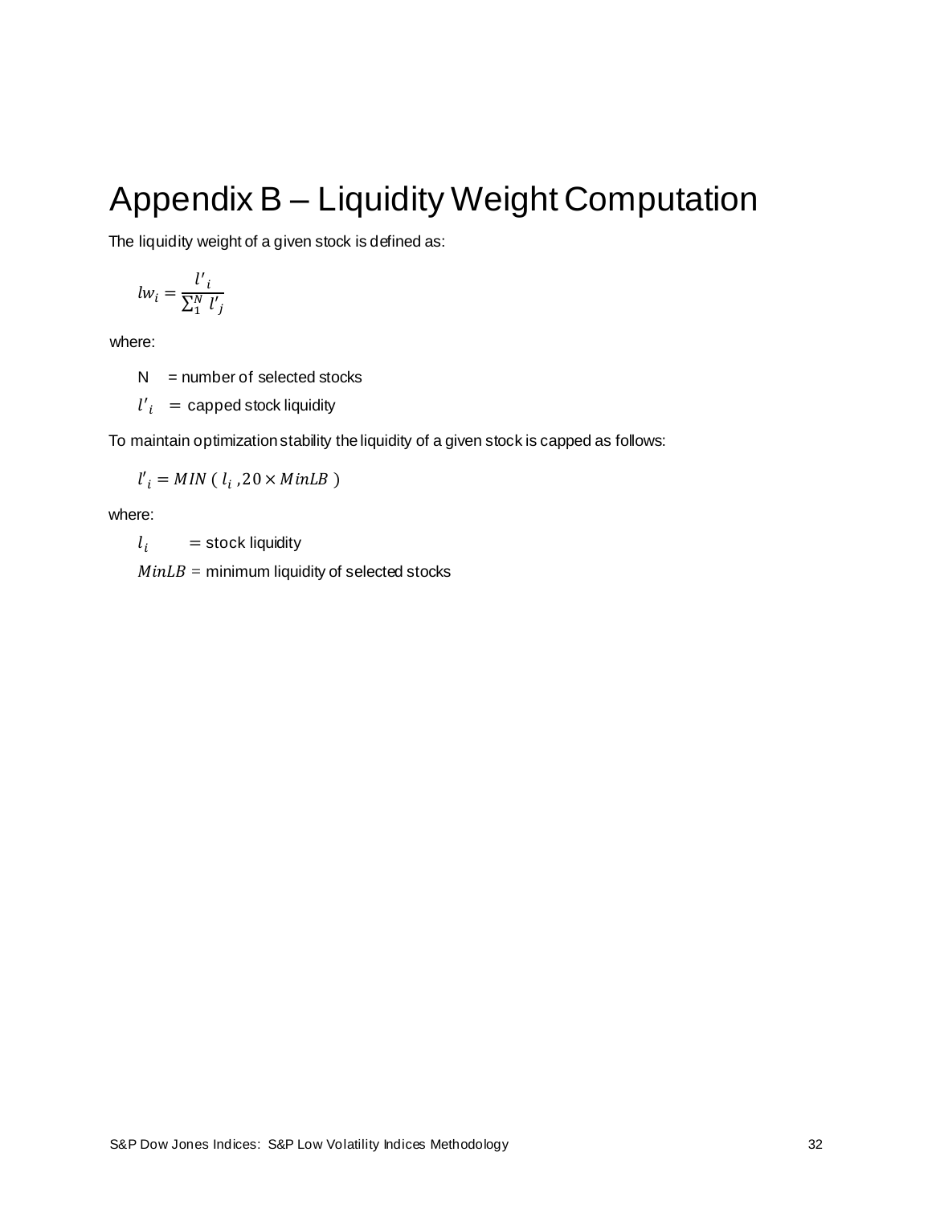# Appendix B – Liquidity Weight Computation

The liquidity weight of a given stock is defined as:

$$lw_i = \frac{l'_i}{\sum_1^N l'_j}$$

where:

N = number of selected stocks

$l'_i$ = capped stock liquidity

To maintain optimization stability the liquidity of a given stock is capped as follows:

$$l'_i = MIN\ (\ l_i\ , 20 \times MinLB\ )$$

where:

$l_i$ = stock liquidity

$MinLB$ = minimum liquidity of selected stocks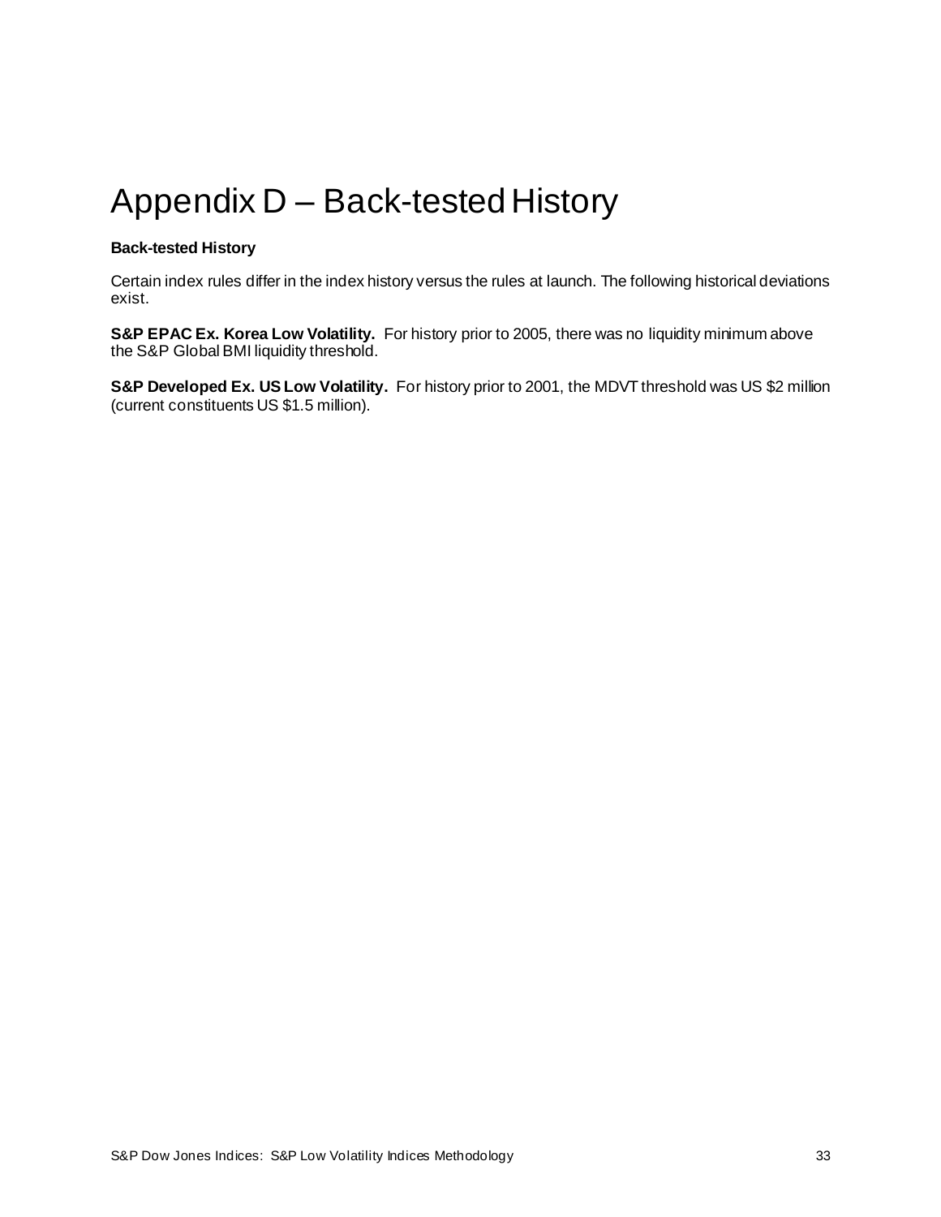# Appendix D – Back-tested History

**Back-tested History**

Certain index rules differ in the index history versus the rules at launch. The following historical deviations exist.

**S&P EPAC Ex. Korea Low Volatility.** For history prior to 2005, there was no liquidity minimum above the S&P Global BMI liquidity threshold.

**S&P Developed Ex. US Low Volatility.** For history prior to 2001, the MDVT threshold was US $2 million (current constituents US $1.5 million).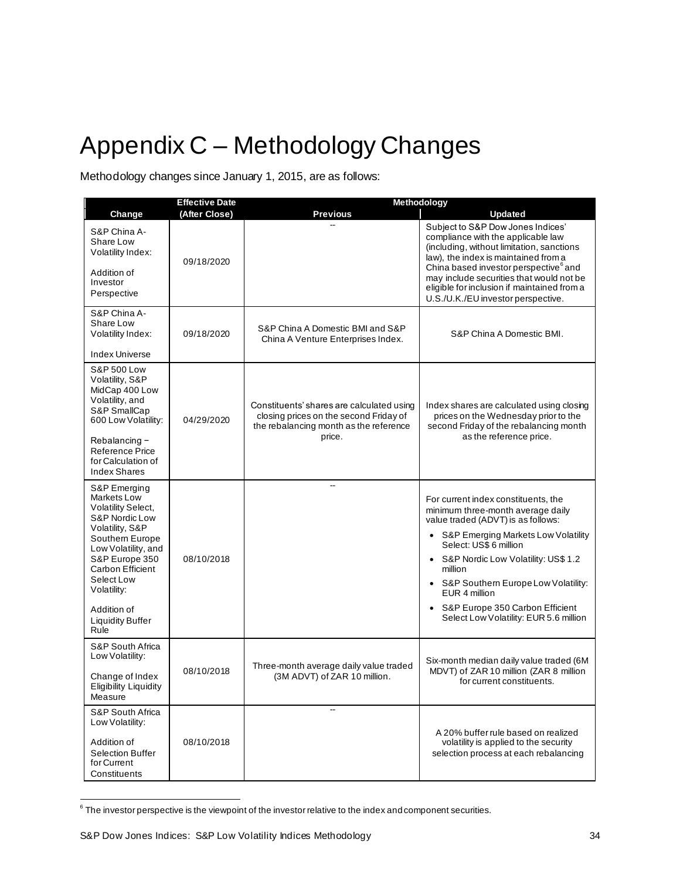# Appendix C – Methodology Changes

Methodology changes since January 1, 2015, are as follows:

| Change | Effective Date (After Close) | Methodology | |
|---|---|---|---|
| | | **Previous** | **Updated** |
| S&P China A-Share Low Volatility Index: Addition of Investor Perspective | 09/18/2020 | -- | Subject to S&P Dow Jones Indices' compliance with the applicable law (including, without limitation, sanctions law), the index is maintained from a China based investor perspective[6] and may include securities that would not be eligible for inclusion if maintained from a U.S./U.K./EU investor perspective. |
| S&P China A-Share Low Volatility Index: Index Universe | 09/18/2020 | S&P China A Domestic BMI and S&P China A Venture Enterprises Index. | S&P China A Domestic BMI. |
| S&P 500 Low Volatility, S&P MidCap 400 Low Volatility, and S&P SmallCap 600 Low Volatility: Rebalancing – Reference Price for Calculation of Index Shares | 04/29/2020 | Constituents' shares are calculated using closing prices on the second Friday of the rebalancing month as the reference price. | Index shares are calculated using closing prices on the Wednesday prior to the second Friday of the rebalancing month as the reference price. |
| S&P Emerging Markets Low Volatility Select, S&P Nordic Low Volatility, S&P Southern Europe Low Volatility, and S&P Europe 350 Carbon Efficient Select Low Volatility: Addition of Liquidity Buffer Rule | 08/10/2018 | -- | For current index constituents, the minimum three-month average daily value traded (ADVT) is as follows: <br>• S&P Emerging Markets Low Volatility Select: US$ 6 million <br>• S&P Nordic Low Volatility: US$ 1.2 million <br>• S&P Southern Europe Low Volatility: EUR 4 million <br>• S&P Europe 350 Carbon Efficient Select Low Volatility: EUR 5.6 million |
| S&P South Africa Low Volatility: Change of Index Eligibility Liquidity Measure | 08/10/2018 | Three-month average daily value traded (3M ADVT) of ZAR 10 million. | Six-month median daily value traded (6M MDVT) of ZAR 10 million (ZAR 8 million for current constituents. |
| S&P South Africa Low Volatility: Addition of Selection Buffer for Current Constituents | 08/10/2018 | -- | A 20% buffer rule based on realized volatility is applied to the security selection process at each rebalancing |

[6] The investor perspective is the viewpoint of the investor relative to the index and component securities.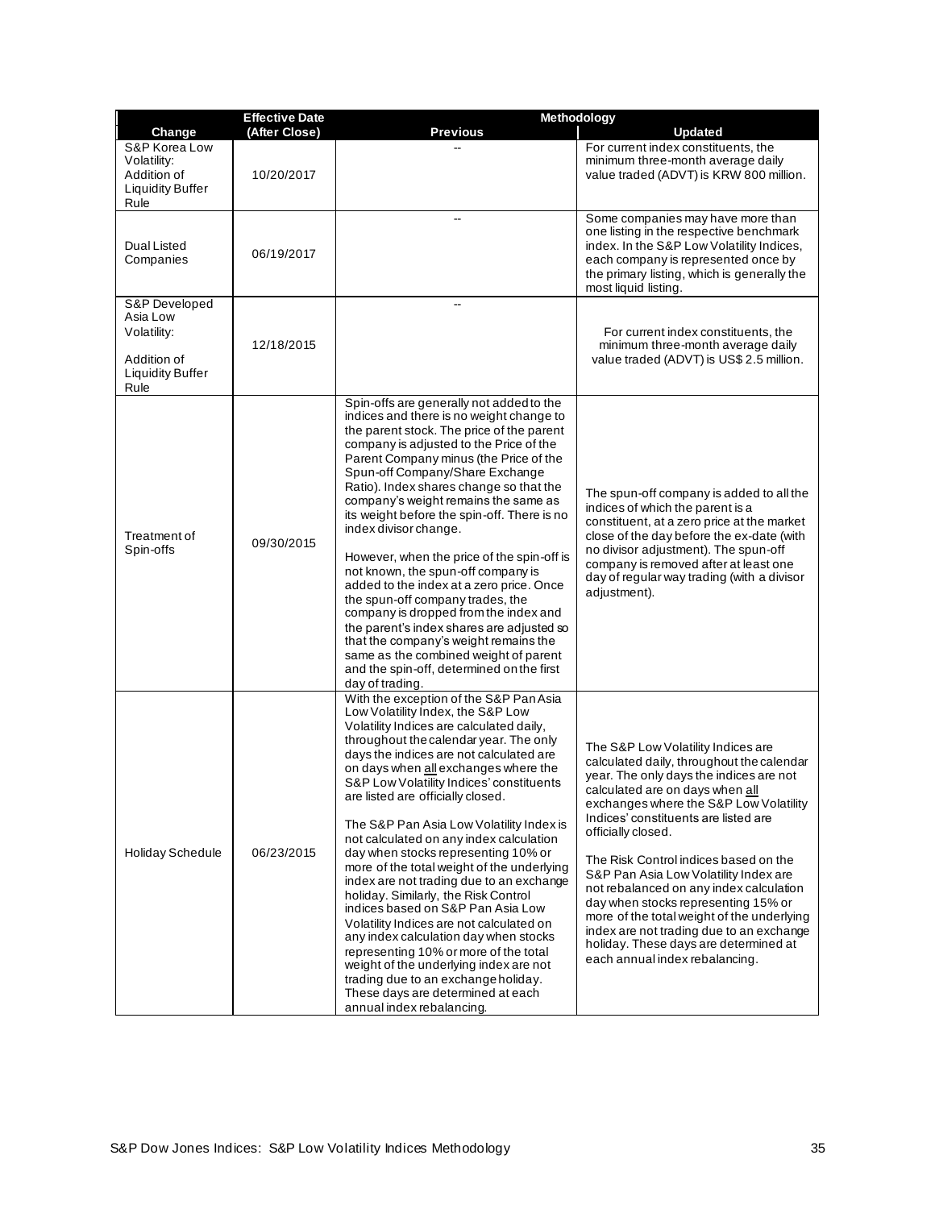| Change | Effective Date (After Close) | Methodology | |
|---|---|---|---|
| | | Previous | Updated |
| S&P Korea Low Volatility: Addition of Liquidity Buffer Rule | 10/20/2017 | -- | For current index constituents, the minimum three-month average daily value traded (ADVT) is KRW 800 million. |
| Dual Listed Companies | 06/19/2017 | -- | Some companies may have more than one listing in the respective benchmark index. In the S&P Low Volatility Indices, each company is represented once by the primary listing, which is generally the most liquid listing. |
| S&P Developed Asia Low Volatility: Addition of Liquidity Buffer Rule | 12/18/2015 | -- | For current index constituents, the minimum three-month average daily value traded (ADVT) is US$ 2.5 million. |
| Treatment of Spin-offs | 09/30/2015 | Spin-offs are generally not added to the indices and there is no weight change to the parent stock. The price of the parent company is adjusted to the Price of the Parent Company minus (the Price of the Spun-off Company/Share Exchange Ratio). Index shares change so that the company's weight remains the same as its weight before the spin-off. There is no index divisor change.<br><br>However, when the price of the spin-off is not known, the spun-off company is added to the index at a zero price. Once the spun-off company trades, the company is dropped from the index and the parent's index shares are adjusted so that the company's weight remains the same as the combined weight of parent and the spin-off, determined on the first day of trading. | The spun-off company is added to all the indices of which the parent is a constituent, at a zero price at the market close of the day before the ex-date (with no divisor adjustment). The spun-off company is removed after at least one day of regular way trading (with a divisor adjustment). |
| Holiday Schedule | 06/23/2015 | With the exception of the S&P Pan Asia Low Volatility Index, the S&P Low Volatility Indices are calculated daily, throughout the calendar year. The only days the indices are not calculated are on days when all exchanges where the S&P Low Volatility Indices' constituents are listed are officially closed.<br><br>The S&P Pan Asia Low Volatility Index is not calculated on any index calculation day when stocks representing 10% or more of the total weight of the underlying index are not trading due to an exchange holiday. Similarly, the Risk Control indices based on S&P Pan Asia Low Volatility Indices are not calculated on any index calculation day when stocks representing 10% or more of the total weight of the underlying index are not trading due to an exchange holiday. These days are determined at each annual index rebalancing. | The S&P Low Volatility Indices are calculated daily, throughout the calendar year. The only days the indices are not calculated are on days when all exchanges where the S&P Low Volatility Indices' constituents are listed are officially closed.<br><br>The Risk Control indices based on the S&P Pan Asia Low Volatility Index are not rebalanced on any index calculation day when stocks representing 15% or more of the total weight of the underlying index are not trading due to an exchange holiday. These days are determined at each annual index rebalancing. |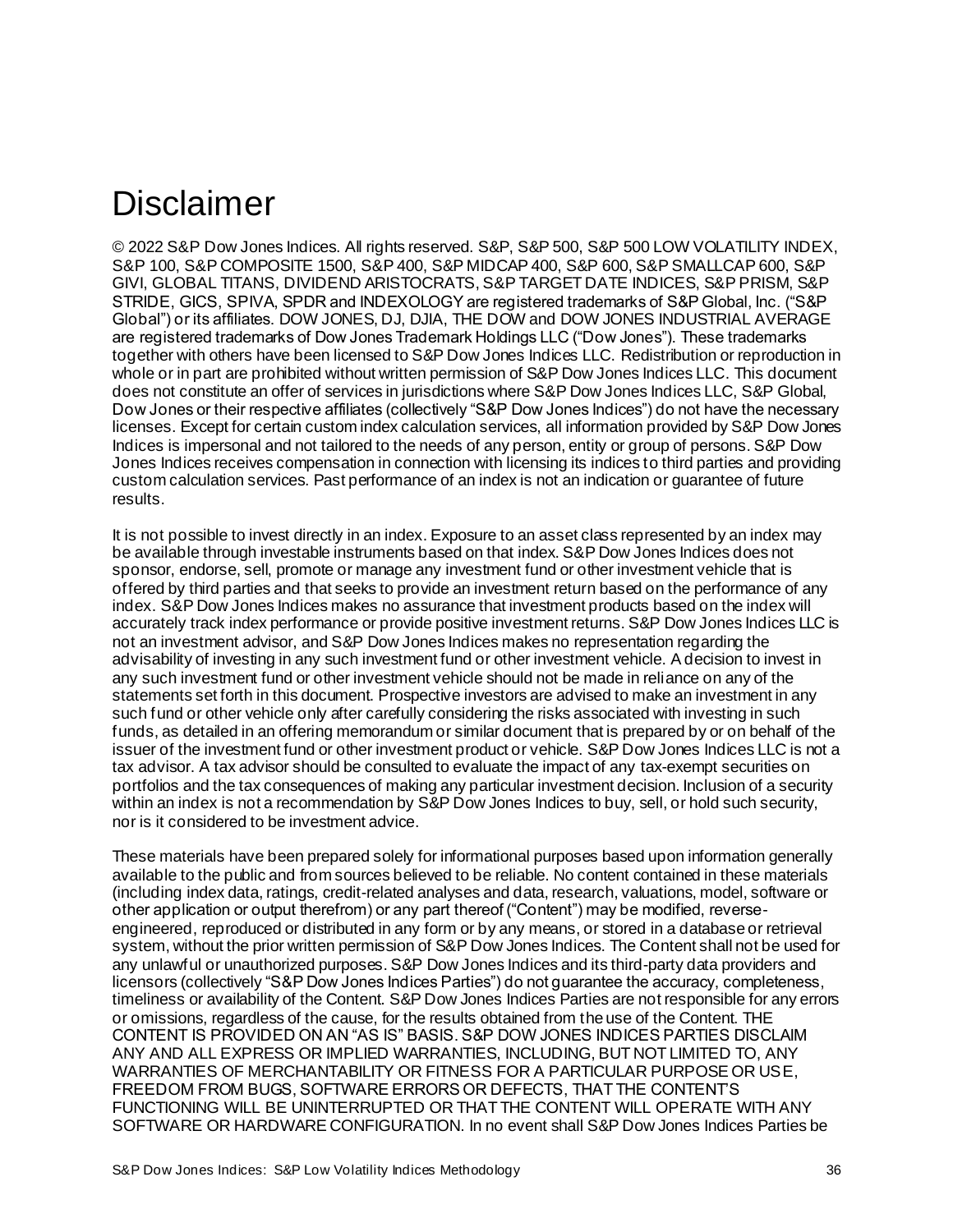# Disclaimer

© 2022 S&P Dow Jones Indices. All rights reserved. S&P, S&P 500, S&P 500 LOW VOLATILITY INDEX, S&P 100, S&P COMPOSITE 1500, S&P 400, S&P MIDCAP 400, S&P 600, S&P SMALLCAP 600, S&P GIVI, GLOBAL TITANS, DIVIDEND ARISTOCRATS, S&P TARGET DATE INDICES, S&P PRISM, S&P STRIDE, GICS, SPIVA, SPDR and INDEXOLOGY are registered trademarks of S&P Global, Inc. ("S&P Global") or its affiliates. DOW JONES, DJ, DJIA, THE DOW and DOW JONES INDUSTRIAL AVERAGE are registered trademarks of Dow Jones Trademark Holdings LLC ("Dow Jones"). These trademarks together with others have been licensed to S&P Dow Jones Indices LLC. Redistribution or reproduction in whole or in part are prohibited without written permission of S&P Dow Jones Indices LLC. This document does not constitute an offer of services in jurisdictions where S&P Dow Jones Indices LLC, S&P Global, Dow Jones or their respective affiliates (collectively "S&P Dow Jones Indices") do not have the necessary licenses. Except for certain custom index calculation services, all information provided by S&P Dow Jones Indices is impersonal and not tailored to the needs of any person, entity or group of persons. S&P Dow Jones Indices receives compensation in connection with licensing its indices to third parties and providing custom calculation services. Past performance of an index is not an indication or guarantee of future results.

It is not possible to invest directly in an index. Exposure to an asset class represented by an index may be available through investable instruments based on that index. S&P Dow Jones Indices does not sponsor, endorse, sell, promote or manage any investment fund or other investment vehicle that is offered by third parties and that seeks to provide an investment return based on the performance of any index. S&P Dow Jones Indices makes no assurance that investment products based on the index will accurately track index performance or provide positive investment returns. S&P Dow Jones Indices LLC is not an investment advisor, and S&P Dow Jones Indices makes no representation regarding the advisability of investing in any such investment fund or other investment vehicle. A decision to invest in any such investment fund or other investment vehicle should not be made in reliance on any of the statements set forth in this document. Prospective investors are advised to make an investment in any such fund or other vehicle only after carefully considering the risks associated with investing in such funds, as detailed in an offering memorandum or similar document that is prepared by or on behalf of the issuer of the investment fund or other investment product or vehicle. S&P Dow Jones Indices LLC is not a tax advisor. A tax advisor should be consulted to evaluate the impact of any tax-exempt securities on portfolios and the tax consequences of making any particular investment decision. Inclusion of a security within an index is not a recommendation by S&P Dow Jones Indices to buy, sell, or hold such security, nor is it considered to be investment advice.

These materials have been prepared solely for informational purposes based upon information generally available to the public and from sources believed to be reliable. No content contained in these materials (including index data, ratings, credit-related analyses and data, research, valuations, model, software or other application or output therefrom) or any part thereof ("Content") may be modified, reverse-engineered, reproduced or distributed in any form or by any means, or stored in a database or retrieval system, without the prior written permission of S&P Dow Jones Indices. The Content shall not be used for any unlawful or unauthorized purposes. S&P Dow Jones Indices and its third-party data providers and licensors (collectively "S&P Dow Jones Indices Parties") do not guarantee the accuracy, completeness, timeliness or availability of the Content. S&P Dow Jones Indices Parties are not responsible for any errors or omissions, regardless of the cause, for the results obtained from the use of the Content. THE CONTENT IS PROVIDED ON AN "AS IS" BASIS. S&P DOW JONES INDICES PARTIES DISCLAIM ANY AND ALL EXPRESS OR IMPLIED WARRANTIES, INCLUDING, BUT NOT LIMITED TO, ANY WARRANTIES OF MERCHANTABILITY OR FITNESS FOR A PARTICULAR PURPOSE OR USE, FREEDOM FROM BUGS, SOFTWARE ERRORS OR DEFECTS, THAT THE CONTENT'S FUNCTIONING WILL BE UNINTERRUPTED OR THAT THE CONTENT WILL OPERATE WITH ANY SOFTWARE OR HARDWARE CONFIGURATION. In no event shall S&P Dow Jones Indices Parties be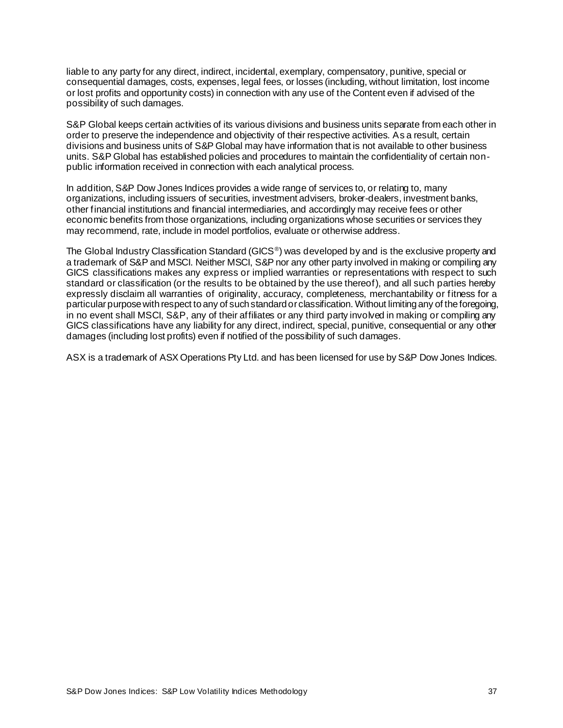liable to any party for any direct, indirect, incidental, exemplary, compensatory, punitive, special or consequential damages, costs, expenses, legal fees, or losses (including, without limitation, lost income or lost profits and opportunity costs) in connection with any use of the Content even if advised of the possibility of such damages.

S&P Global keeps certain activities of its various divisions and business units separate from each other in order to preserve the independence and objectivity of their respective activities. As a result, certain divisions and business units of S&P Global may have information that is not available to other business units. S&P Global has established policies and procedures to maintain the confidentiality of certain non-public information received in connection with each analytical process.

In addition, S&P Dow Jones Indices provides a wide range of services to, or relating to, many organizations, including issuers of securities, investment advisers, broker-dealers, investment banks, other financial institutions and financial intermediaries, and accordingly may receive fees or other economic benefits from those organizations, including organizations whose securities or services they may recommend, rate, include in model portfolios, evaluate or otherwise address.

The Global Industry Classification Standard (GICS®) was developed by and is the exclusive property and a trademark of S&P and MSCI. Neither MSCI, S&P nor any other party involved in making or compiling any GICS classifications makes any express or implied warranties or representations with respect to such standard or classification (or the results to be obtained by the use thereof), and all such parties hereby expressly disclaim all warranties of originality, accuracy, completeness, merchantability or fitness for a particular purpose with respect to any of such standard or classification. Without limiting any of the foregoing, in no event shall MSCI, S&P, any of their affiliates or any third party involved in making or compiling any GICS classifications have any liability for any direct, indirect, special, punitive, consequential or any other damages (including lost profits) even if notified of the possibility of such damages.

ASX is a trademark of ASX Operations Pty Ltd. and has been licensed for use by S&P Dow Jones Indices.